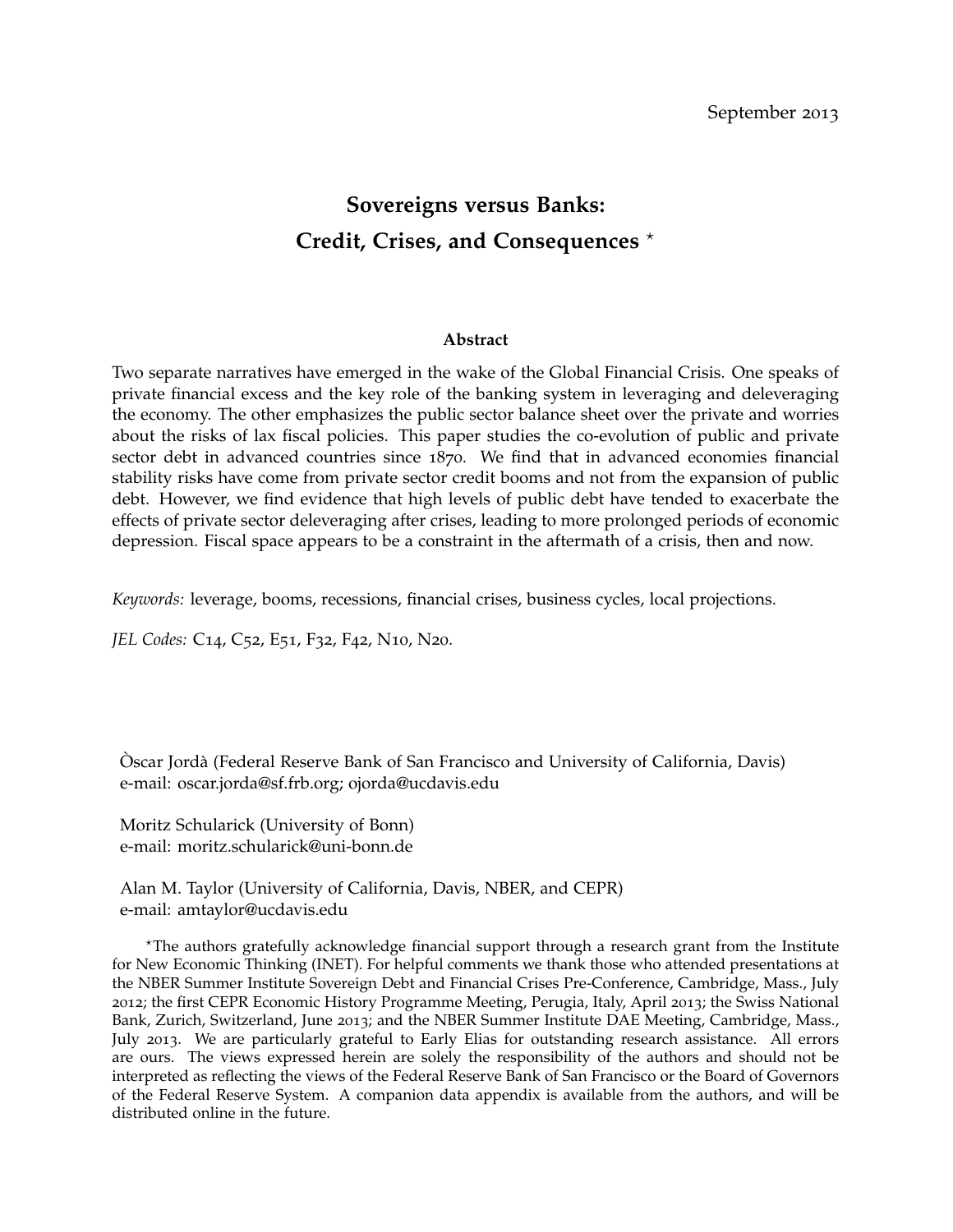September 2013

# Sovereigns versus Banks: Credit, Crises, and Consequences *

### Abstract

Two separate narratives have emerged in the wake of the Global Financial Crisis. One speaks of private financial excess and the key role of the banking system in leveraging and deleveraging the economy. The other emphasizes the public sector balance sheet over the private and worries about the risks of lax fiscal policies. This paper studies the co-evolution of public and private sector debt in advanced countries since 1870. We find that in advanced economies financial stability risks have come from private sector credit booms and not from the expansion of public debt. However, we find evidence that high levels of public debt have tended to exacerbate the effects of private sector deleveraging after crises, leading to more prolonged periods of economic depression. Fiscal space appears to be a constraint in the aftermath of a crisis, then and now.

*Keywords:* leverage, booms, recessions, financial crises, business cycles, local projections.

*JEL Codes:* C14, C52, E51, F32, F42, N10, N20.

Òscar Jordà (Federal Reserve Bank of San Francisco and University of California, Davis)
e-mail: oscar.jorda@sf.frb.org; ojorda@ucdavis.edu

Moritz Schularick (University of Bonn)
e-mail: moritz.schularick@uni-bonn.de

Alan M. Taylor (University of California, Davis, NBER, and CEPR)
e-mail: amtaylor@ucdavis.edu

*The authors gratefully acknowledge financial support through a research grant from the Institute for New Economic Thinking (INET). For helpful comments we thank those who attended presentations at the NBER Summer Institute Sovereign Debt and Financial Crises Pre-Conference, Cambridge, Mass., July 2012; the first CEPR Economic History Programme Meeting, Perugia, Italy, April 2013; the Swiss National Bank, Zurich, Switzerland, June 2013; and the NBER Summer Institute DAE Meeting, Cambridge, Mass., July 2013. We are particularly grateful to Early Elias for outstanding research assistance. All errors are ours. The views expressed herein are solely the responsibility of the authors and should not be interpreted as reflecting the views of the Federal Reserve Bank of San Francisco or the Board of Governors of the Federal Reserve System. A companion data appendix is available from the authors, and will be distributed online in the future.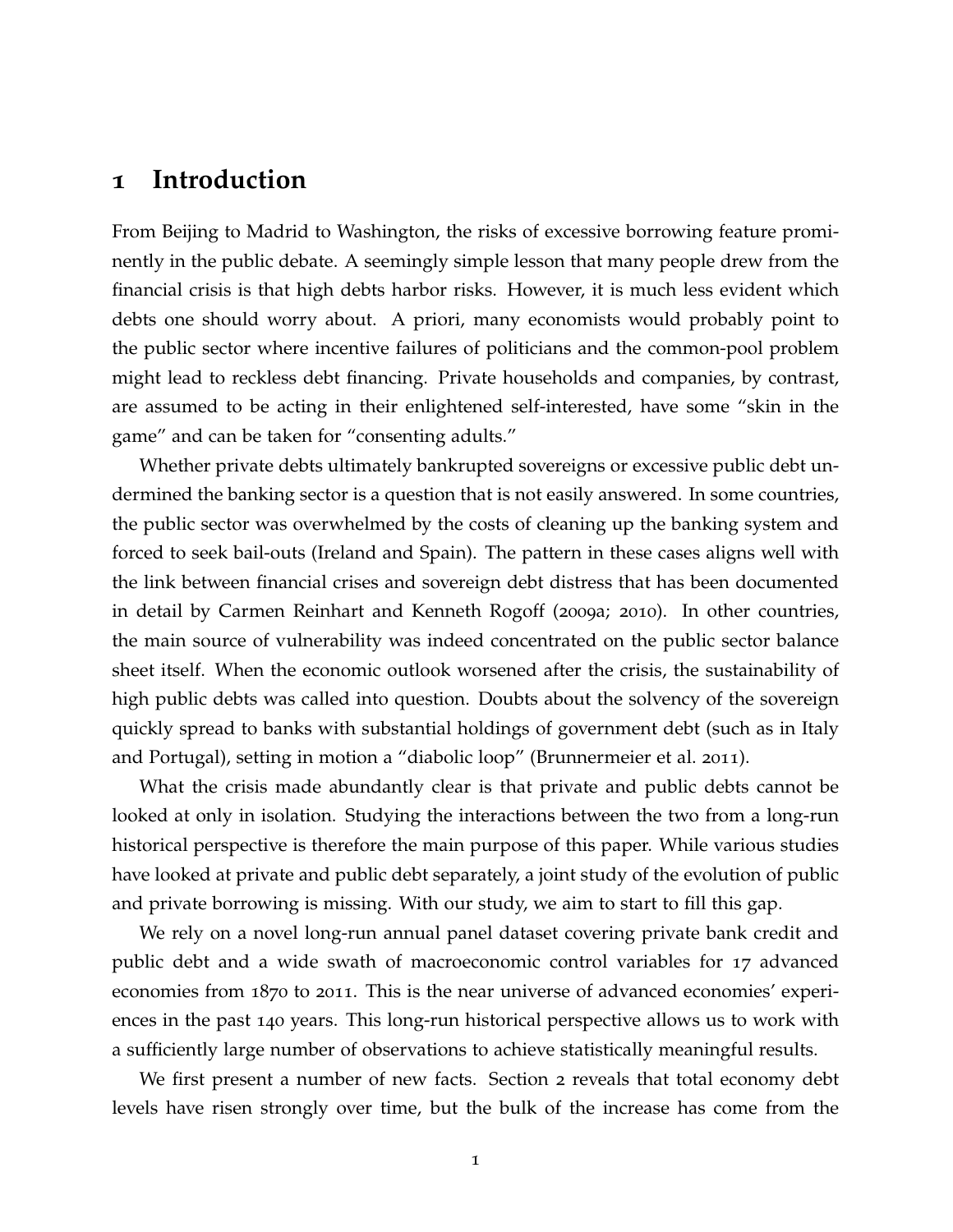# 1 Introduction

From Beijing to Madrid to Washington, the risks of excessive borrowing feature prominently in the public debate. A seemingly simple lesson that many people drew from the financial crisis is that high debts harbor risks. However, it is much less evident which debts one should worry about. A priori, many economists would probably point to the public sector where incentive failures of politicians and the common-pool problem might lead to reckless debt financing. Private households and companies, by contrast, are assumed to be acting in their enlightened self-interested, have some "skin in the game" and can be taken for "consenting adults."

Whether private debts ultimately bankrupted sovereigns or excessive public debt undermined the banking sector is a question that is not easily answered. In some countries, the public sector was overwhelmed by the costs of cleaning up the banking system and forced to seek bail-outs (Ireland and Spain). The pattern in these cases aligns well with the link between financial crises and sovereign debt distress that has been documented in detail by Carmen Reinhart and Kenneth Rogoff (2009a; 2010). In other countries, the main source of vulnerability was indeed concentrated on the public sector balance sheet itself. When the economic outlook worsened after the crisis, the sustainability of high public debts was called into question. Doubts about the solvency of the sovereign quickly spread to banks with substantial holdings of government debt (such as in Italy and Portugal), setting in motion a "diabolic loop" (Brunnermeier et al. 2011).

What the crisis made abundantly clear is that private and public debts cannot be looked at only in isolation. Studying the interactions between the two from a long-run historical perspective is therefore the main purpose of this paper. While various studies have looked at private and public debt separately, a joint study of the evolution of public and private borrowing is missing. With our study, we aim to start to fill this gap.

We rely on a novel long-run annual panel dataset covering private bank credit and public debt and a wide swath of macroeconomic control variables for 17 advanced economies from 1870 to 2011. This is the near universe of advanced economies' experiences in the past 140 years. This long-run historical perspective allows us to work with a sufficiently large number of observations to achieve statistically meaningful results.

We first present a number of new facts. Section 2 reveals that total economy debt levels have risen strongly over time, but the bulk of the increase has come from the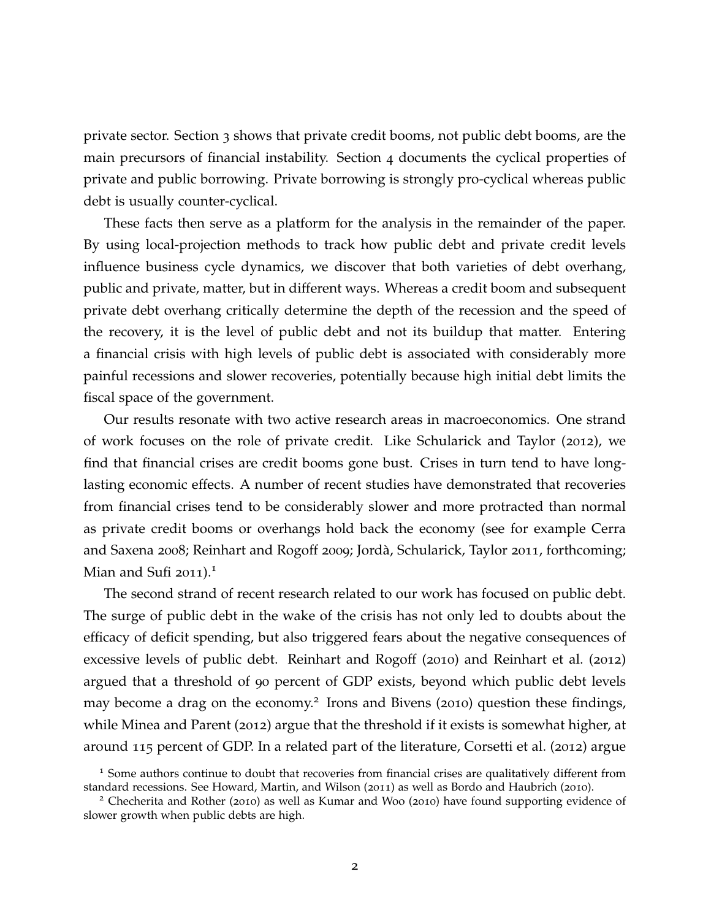private sector. Section 3 shows that private credit booms, not public debt booms, are the main precursors of financial instability. Section 4 documents the cyclical properties of private and public borrowing. Private borrowing is strongly pro-cyclical whereas public debt is usually counter-cyclical.

These facts then serve as a platform for the analysis in the remainder of the paper. By using local-projection methods to track how public debt and private credit levels influence business cycle dynamics, we discover that both varieties of debt overhang, public and private, matter, but in different ways. Whereas a credit boom and subsequent private debt overhang critically determine the depth of the recession and the speed of the recovery, it is the level of public debt and not its buildup that matter. Entering a financial crisis with high levels of public debt is associated with considerably more painful recessions and slower recoveries, potentially because high initial debt limits the fiscal space of the government.

Our results resonate with two active research areas in macroeconomics. One strand of work focuses on the role of private credit. Like Schularick and Taylor (2012), we find that financial crises are credit booms gone bust. Crises in turn tend to have long-lasting economic effects. A number of recent studies have demonstrated that recoveries from financial crises tend to be considerably slower and more protracted than normal as private credit booms or overhangs hold back the economy (see for example Cerra and Saxena 2008; Reinhart and Rogoff 2009; Jordà, Schularick, Taylor 2011, forthcoming; Mian and Sufi 2011).[1]

The second strand of recent research related to our work has focused on public debt. The surge of public debt in the wake of the crisis has not only led to doubts about the efficacy of deficit spending, but also triggered fears about the negative consequences of excessive levels of public debt. Reinhart and Rogoff (2010) and Reinhart et al. (2012) argued that a threshold of 90 percent of GDP exists, beyond which public debt levels may become a drag on the economy.[2] Irons and Bivens (2010) question these findings, while Minea and Parent (2012) argue that the threshold if it exists is somewhat higher, at around 115 percent of GDP. In a related part of the literature, Corsetti et al. (2012) argue

[1] Some authors continue to doubt that recoveries from financial crises are qualitatively different from standard recessions. See Howard, Martin, and Wilson (2011) as well as Bordo and Haubrich (2010).

[2] Checherita and Rother (2010) as well as Kumar and Woo (2010) have found supporting evidence of slower growth when public debts are high.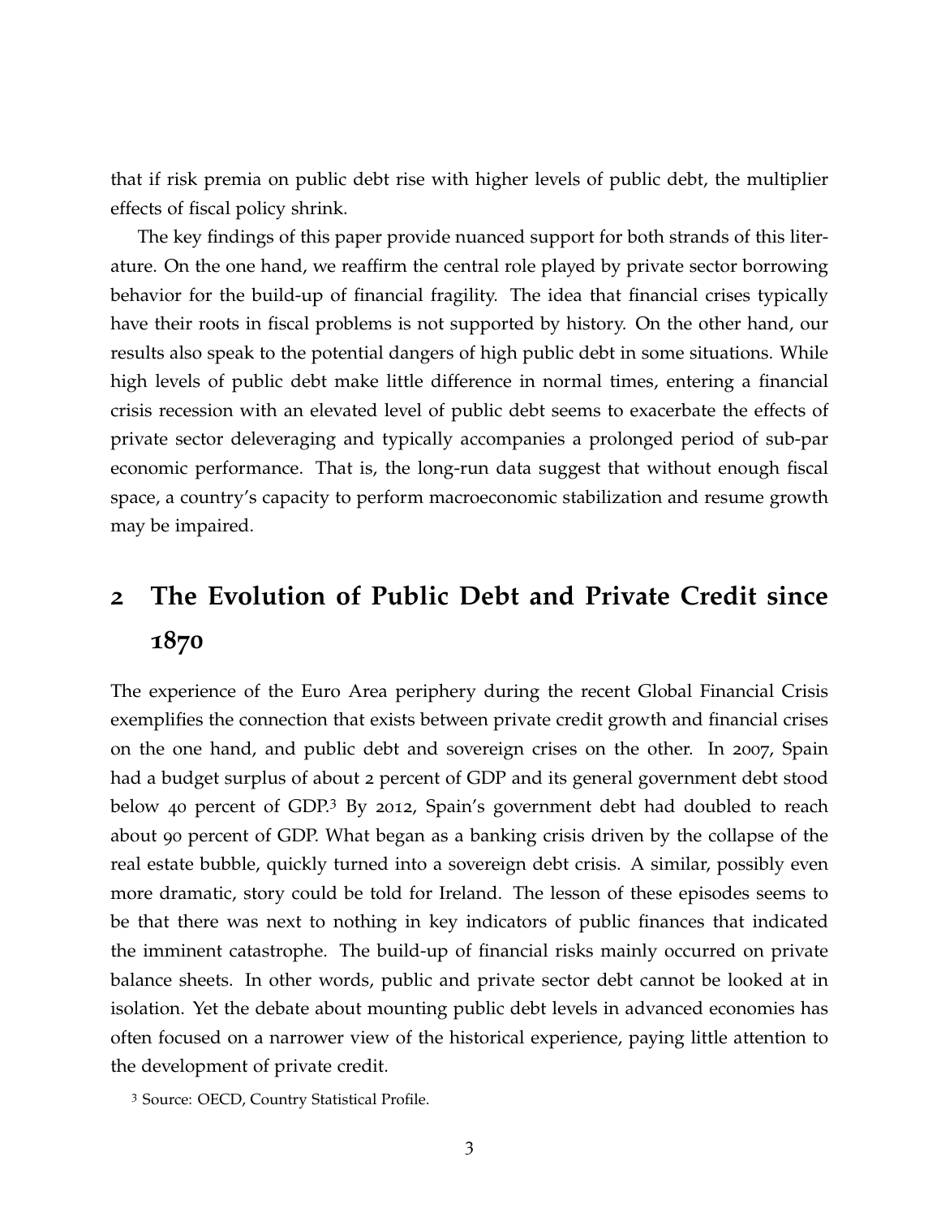that if risk premia on public debt rise with higher levels of public debt, the multiplier effects of fiscal policy shrink.

The key findings of this paper provide nuanced support for both strands of this literature. On the one hand, we reaffirm the central role played by private sector borrowing behavior for the build-up of financial fragility. The idea that financial crises typically have their roots in fiscal problems is not supported by history. On the other hand, our results also speak to the potential dangers of high public debt in some situations. While high levels of public debt make little difference in normal times, entering a financial crisis recession with an elevated level of public debt seems to exacerbate the effects of private sector deleveraging and typically accompanies a prolonged period of sub-par economic performance. That is, the long-run data suggest that without enough fiscal space, a country's capacity to perform macroeconomic stabilization and resume growth may be impaired.

# 2 The Evolution of Public Debt and Private Credit since 1870

The experience of the Euro Area periphery during the recent Global Financial Crisis exemplifies the connection that exists between private credit growth and financial crises on the one hand, and public debt and sovereign crises on the other. In 2007, Spain had a budget surplus of about 2 percent of GDP and its general government debt stood below 40 percent of GDP.[3] By 2012, Spain's government debt had doubled to reach about 90 percent of GDP. What began as a banking crisis driven by the collapse of the real estate bubble, quickly turned into a sovereign debt crisis. A similar, possibly even more dramatic, story could be told for Ireland. The lesson of these episodes seems to be that there was next to nothing in key indicators of public finances that indicated the imminent catastrophe. The build-up of financial risks mainly occurred on private balance sheets. In other words, public and private sector debt cannot be looked at in isolation. Yet the debate about mounting public debt levels in advanced economies has often focused on a narrower view of the historical experience, paying little attention to the development of private credit.

[3] Source: OECD, Country Statistical Profile.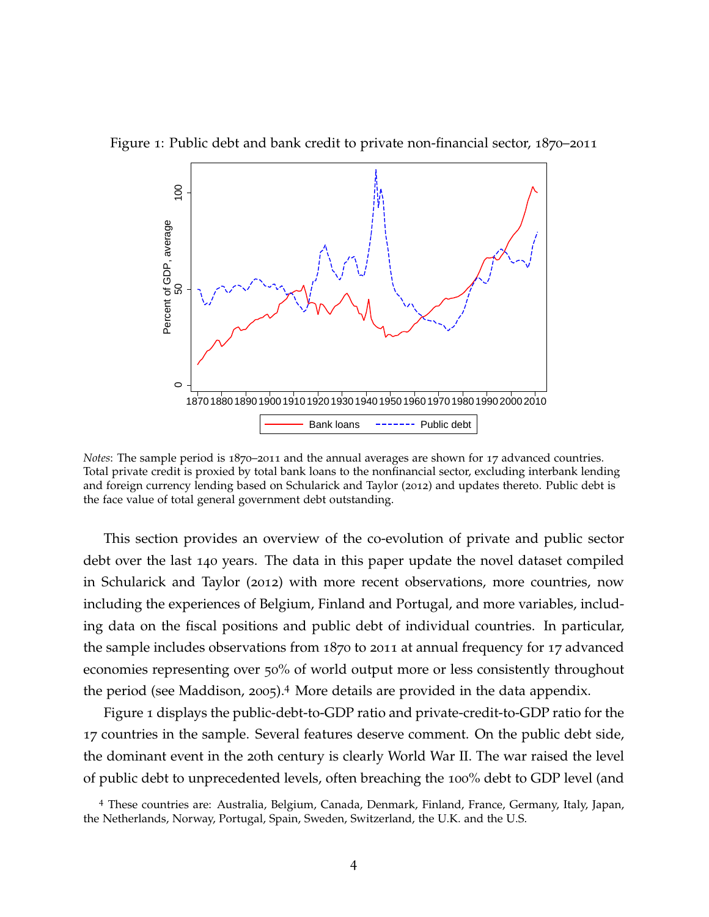Figure 1: Public debt and bank credit to private non-financial sector, 1870–2011

Percent of GDP, average

0
50
100

1870 1880 1890 1900 1910 1920 1930 1940 1950 1960 1970 1980 1990 2000 2010

Bank loans
Public debt

*Notes*: The sample period is 1870–2011 and the annual averages are shown for 17 advanced countries. Total private credit is proxied by total bank loans to the nonfinancial sector, excluding interbank lending and foreign currency lending based on Schularick and Taylor (2012) and updates thereto. Public debt is the face value of total general government debt outstanding.

This section provides an overview of the co-evolution of private and public sector debt over the last 140 years. The data in this paper update the novel dataset compiled in Schularick and Taylor (2012) with more recent observations, more countries, now including the experiences of Belgium, Finland and Portugal, and more variables, including data on the fiscal positions and public debt of individual countries. In particular, the sample includes observations from 1870 to 2011 at annual frequency for 17 advanced economies representing over 50% of world output more or less consistently throughout the period (see Maddison, 2005).[4] More details are provided in the data appendix.

Figure 1 displays the public-debt-to-GDP ratio and private-credit-to-GDP ratio for the 17 countries in the sample. Several features deserve comment. On the public debt side, the dominant event in the 20th century is clearly World War II. The war raised the level of public debt to unprecedented levels, often breaching the 100% debt to GDP level (and

[4] These countries are: Australia, Belgium, Canada, Denmark, Finland, France, Germany, Italy, Japan, the Netherlands, Norway, Portugal, Spain, Sweden, Switzerland, the U.K. and the U.S.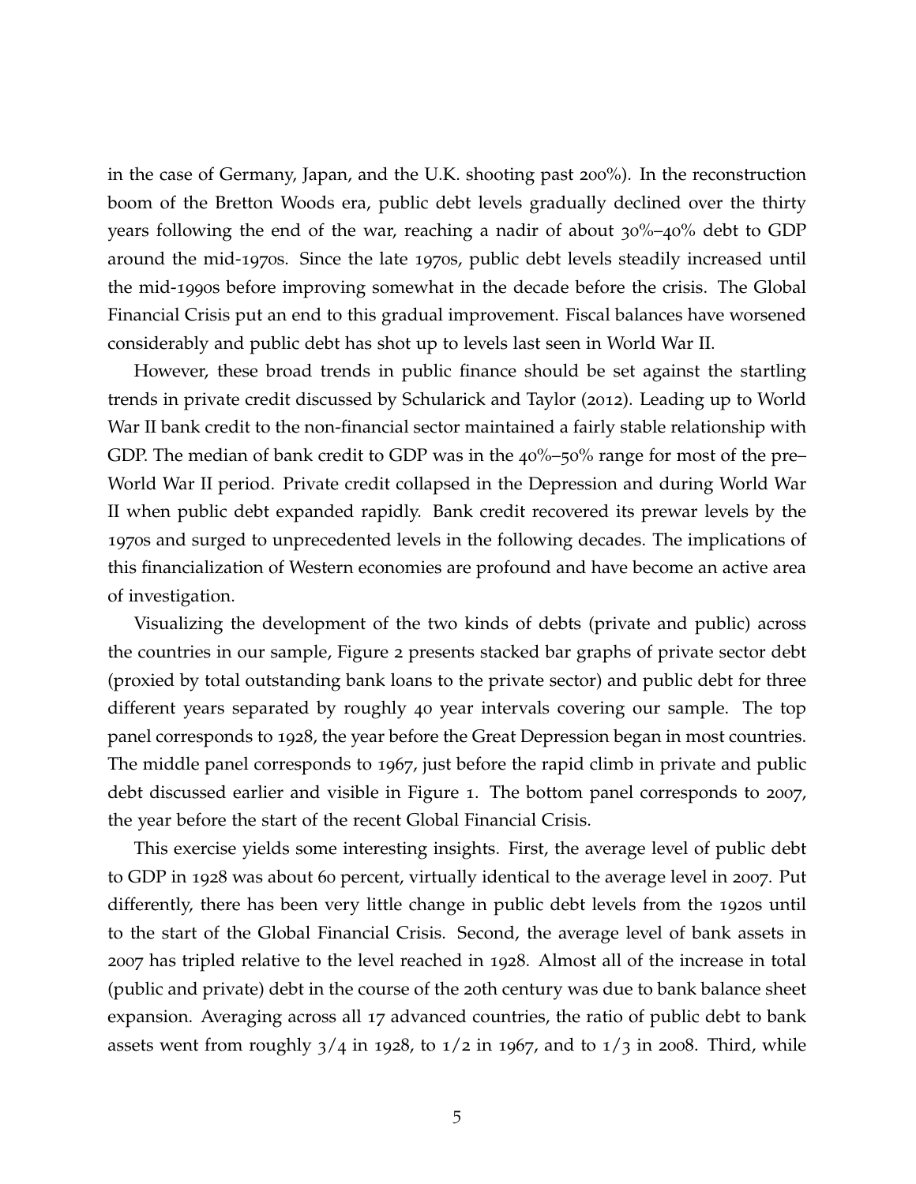in the case of Germany, Japan, and the U.K. shooting past 200%). In the reconstruction boom of the Bretton Woods era, public debt levels gradually declined over the thirty years following the end of the war, reaching a nadir of about 30%–40% debt to GDP around the mid-1970s. Since the late 1970s, public debt levels steadily increased until the mid-1990s before improving somewhat in the decade before the crisis. The Global Financial Crisis put an end to this gradual improvement. Fiscal balances have worsened considerably and public debt has shot up to levels last seen in World War II.

However, these broad trends in public finance should be set against the startling trends in private credit discussed by Schularick and Taylor (2012). Leading up to World War II bank credit to the non-financial sector maintained a fairly stable relationship with GDP. The median of bank credit to GDP was in the 40%–50% range for most of the pre–World War II period. Private credit collapsed in the Depression and during World War II when public debt expanded rapidly. Bank credit recovered its prewar levels by the 1970s and surged to unprecedented levels in the following decades. The implications of this financialization of Western economies are profound and have become an active area of investigation.

Visualizing the development of the two kinds of debts (private and public) across the countries in our sample, Figure 2 presents stacked bar graphs of private sector debt (proxied by total outstanding bank loans to the private sector) and public debt for three different years separated by roughly 40 year intervals covering our sample. The top panel corresponds to 1928, the year before the Great Depression began in most countries. The middle panel corresponds to 1967, just before the rapid climb in private and public debt discussed earlier and visible in Figure 1. The bottom panel corresponds to 2007, the year before the start of the recent Global Financial Crisis.

This exercise yields some interesting insights. First, the average level of public debt to GDP in 1928 was about 60 percent, virtually identical to the average level in 2007. Put differently, there has been very little change in public debt levels from the 1920s until to the start of the Global Financial Crisis. Second, the average level of bank assets in 2007 has tripled relative to the level reached in 1928. Almost all of the increase in total (public and private) debt in the course of the 20th century was due to bank balance sheet expansion. Averaging across all 17 advanced countries, the ratio of public debt to bank assets went from roughly 3/4 in 1928, to 1/2 in 1967, and to 1/3 in 2008. Third, while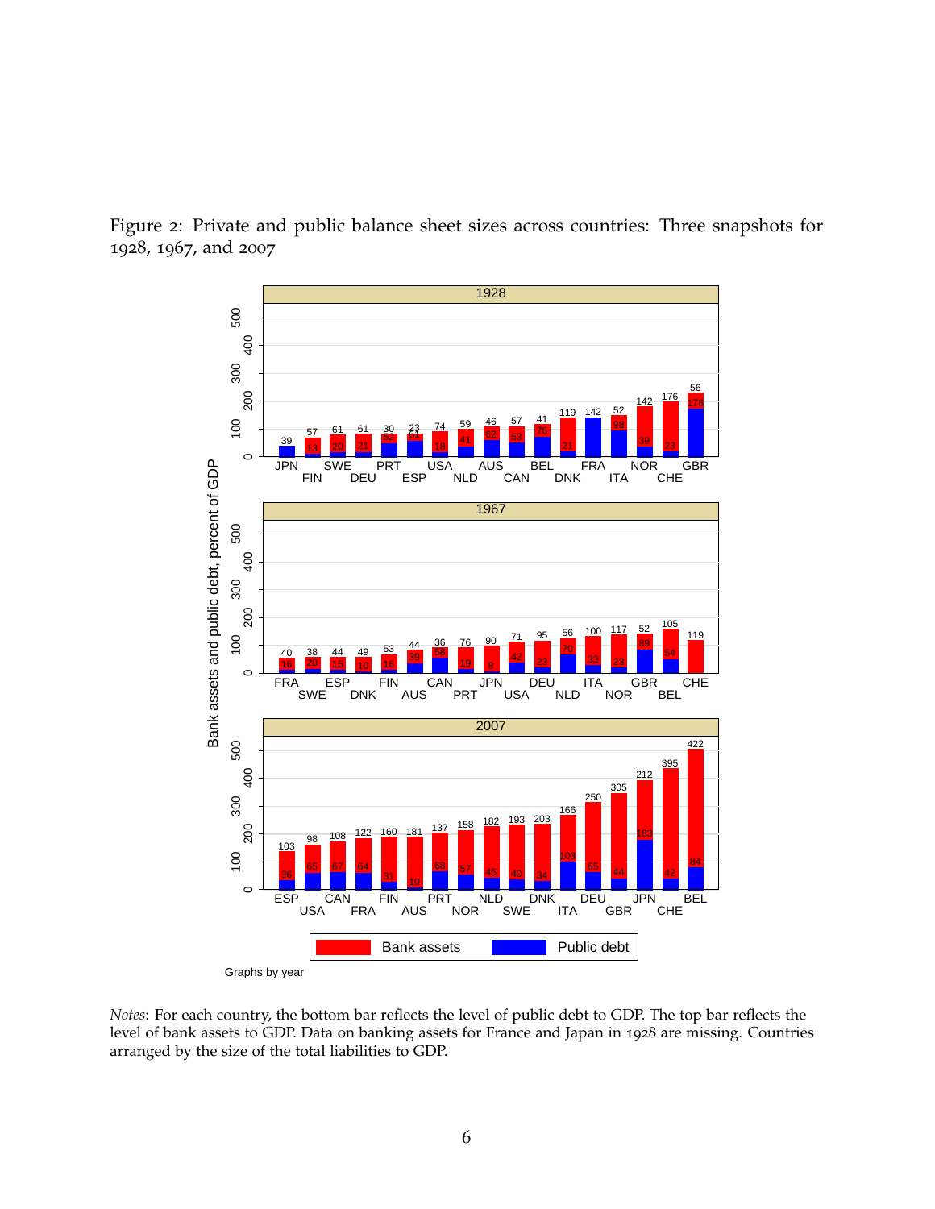Figure 2: Private and public balance sheet sizes across countries: Three snapshots for 1928, 1967, and 2007

1928

JPN FIN SWE DEU PRT ESP USA NLD AUS CAN BEL DNK FRA ITA NOR CHE GBR

39 57 13 61 20 61 21 30 62 23 61 74 18 59 41 46 62 57 53 41 78 119 21 142 52 98 142 39 176 23 56 176

1967

FRA SWE ESP DNK FIN AUS CAN PRT JPN USA DEU NLD ITA NOR GBR BEL CHE

40 16 38 20 44 15 49 10 53 16 44 39 36 58 76 19 90 8 71 42 95 23 56 70 100 33 117 23 52 89 105 54 119

2007

ESP USA CAN FRA FIN AUS PRT NOR NLD SWE DNK ITA DEU GBR JPN CHE BEL

103 36 98 65 108 67 122 64 160 31 181 10 137 68 158 57 182 45 193 40 203 34 166 103 250 65 305 44 212 183 395 42 422 84

Bank assets and public debt, percent of GDP

0 100 200 300 400 500

Bank assets Public debt

Graphs by year

*Notes*: For each country, the bottom bar reflects the level of public debt to GDP. The top bar reflects the level of bank assets to GDP. Data on banking assets for France and Japan in 1928 are missing. Countries arranged by the size of the total liabilities to GDP.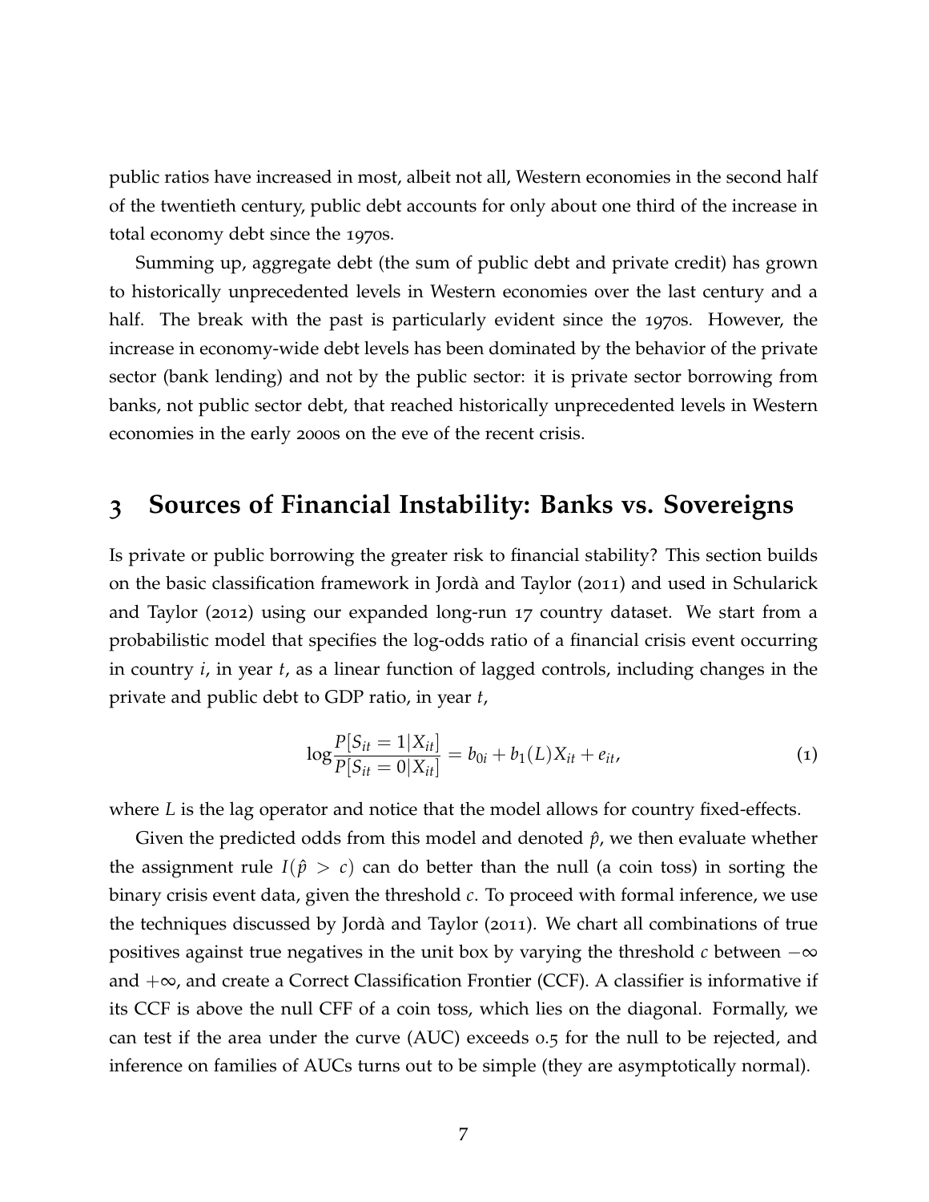public ratios have increased in most, albeit not all, Western economies in the second half of the twentieth century, public debt accounts for only about one third of the increase in total economy debt since the 1970s.

Summing up, aggregate debt (the sum of public debt and private credit) has grown to historically unprecedented levels in Western economies over the last century and a half. The break with the past is particularly evident since the 1970s. However, the increase in economy-wide debt levels has been dominated by the behavior of the private sector (bank lending) and not by the public sector: it is private sector borrowing from banks, not public sector debt, that reached historically unprecedented levels in Western economies in the early 2000s on the eve of the recent crisis.

## 3 Sources of Financial Instability: Banks vs. Sovereigns

Is private or public borrowing the greater risk to financial stability? This section builds on the basic classification framework in Jordà and Taylor (2011) and used in Schularick and Taylor (2012) using our expanded long-run 17 country dataset. We start from a probabilistic model that specifies the log-odds ratio of a financial crisis event occurring in country $i$, in year $t$, as a linear function of lagged controls, including changes in the private and public debt to GDP ratio, in year $t$,

$$\log \frac{P[S_{it} = 1|X_{it}]}{P[S_{it} = 0|X_{it}]} = b_{0i} + b_1(L)X_{it} + e_{it}, \tag{1}$$

where $L$ is the lag operator and notice that the model allows for country fixed-effects.

Given the predicted odds from this model and denoted $\hat{p}$, we then evaluate whether the assignment rule $I(\hat{p} > c)$ can do better than the null (a coin toss) in sorting the binary crisis event data, given the threshold $c$. To proceed with formal inference, we use the techniques discussed by Jordà and Taylor (2011). We chart all combinations of true positives against true negatives in the unit box by varying the threshold $c$ between $-\infty$ and $+\infty$, and create a Correct Classification Frontier (CCF). A classifier is informative if its CCF is above the null CFF of a coin toss, which lies on the diagonal. Formally, we can test if the area under the curve (AUC) exceeds 0.5 for the null to be rejected, and inference on families of AUCs turns out to be simple (they are asymptotically normal).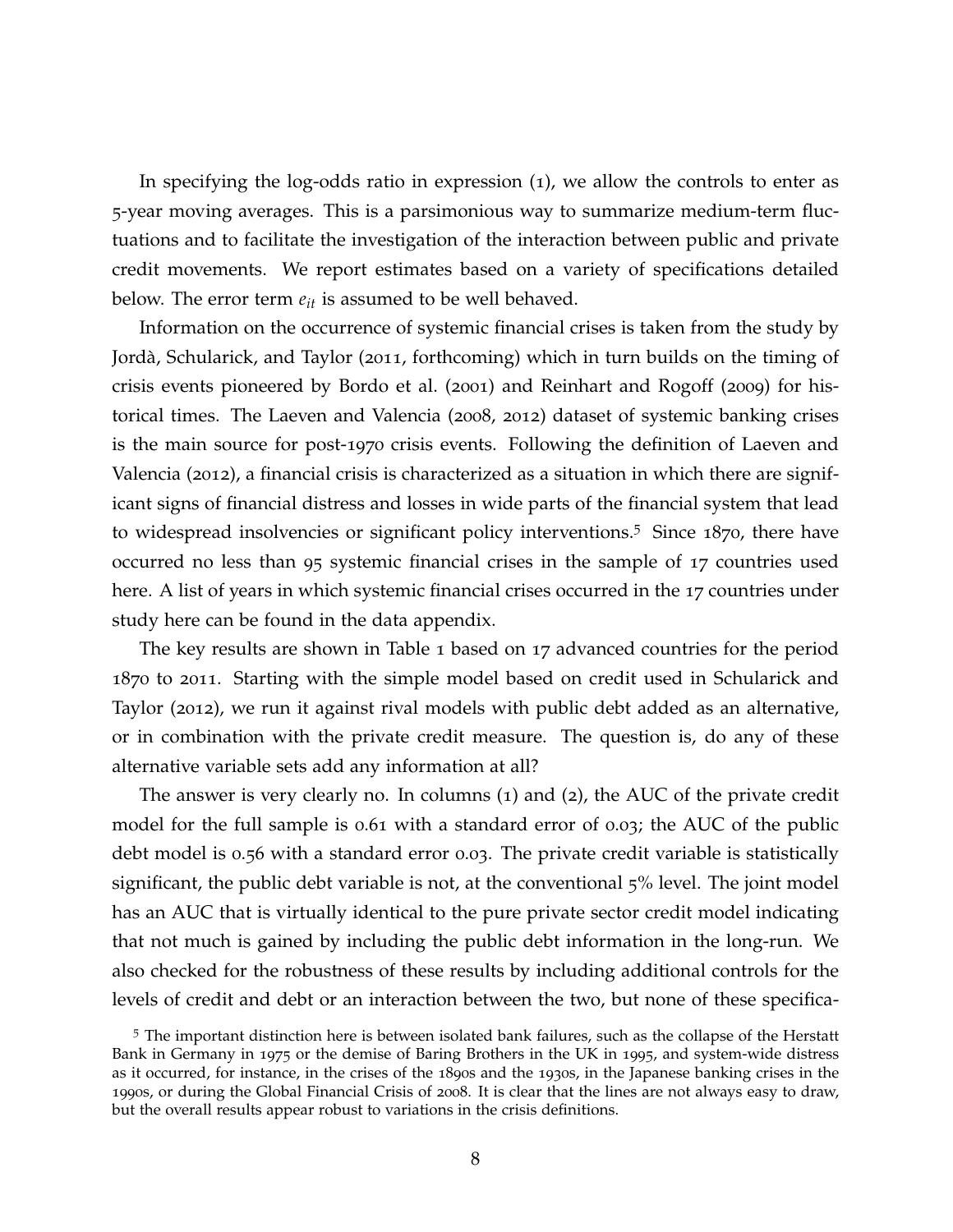In specifying the log-odds ratio in expression (1), we allow the controls to enter as 5-year moving averages. This is a parsimonious way to summarize medium-term fluctuations and to facilitate the investigation of the interaction between public and private credit movements. We report estimates based on a variety of specifications detailed below. The error term $e_{it}$ is assumed to be well behaved.

Information on the occurrence of systemic financial crises is taken from the study by Jordà, Schularick, and Taylor (2011, forthcoming) which in turn builds on the timing of crisis events pioneered by Bordo et al. (2001) and Reinhart and Rogoff (2009) for historical times. The Laeven and Valencia (2008, 2012) dataset of systemic banking crises is the main source for post-1970 crisis events. Following the definition of Laeven and Valencia (2012), a financial crisis is characterized as a situation in which there are significant signs of financial distress and losses in wide parts of the financial system that lead to widespread insolvencies or significant policy interventions.[5] Since 1870, there have occurred no less than 95 systemic financial crises in the sample of 17 countries used here. A list of years in which systemic financial crises occurred in the 17 countries under study here can be found in the data appendix.

The key results are shown in Table 1 based on 17 advanced countries for the period 1870 to 2011. Starting with the simple model based on credit used in Schularick and Taylor (2012), we run it against rival models with public debt added as an alternative, or in combination with the private credit measure. The question is, do any of these alternative variable sets add any information at all?

The answer is very clearly no. In columns (1) and (2), the AUC of the private credit model for the full sample is 0.61 with a standard error of 0.03; the AUC of the public debt model is 0.56 with a standard error 0.03. The private credit variable is statistically significant, the public debt variable is not, at the conventional 5% level. The joint model has an AUC that is virtually identical to the pure private sector credit model indicating that not much is gained by including the public debt information in the long-run. We also checked for the robustness of these results by including additional controls for the levels of credit and debt or an interaction between the two, but none of these specifica-

[5] The important distinction here is between isolated bank failures, such as the collapse of the Herstatt Bank in Germany in 1975 or the demise of Baring Brothers in the UK in 1995, and system-wide distress as it occurred, for instance, in the crises of the 1890s and the 1930s, in the Japanese banking crises in the 1990s, or during the Global Financial Crisis of 2008. It is clear that the lines are not always easy to draw, but the overall results appear robust to variations in the crisis definitions.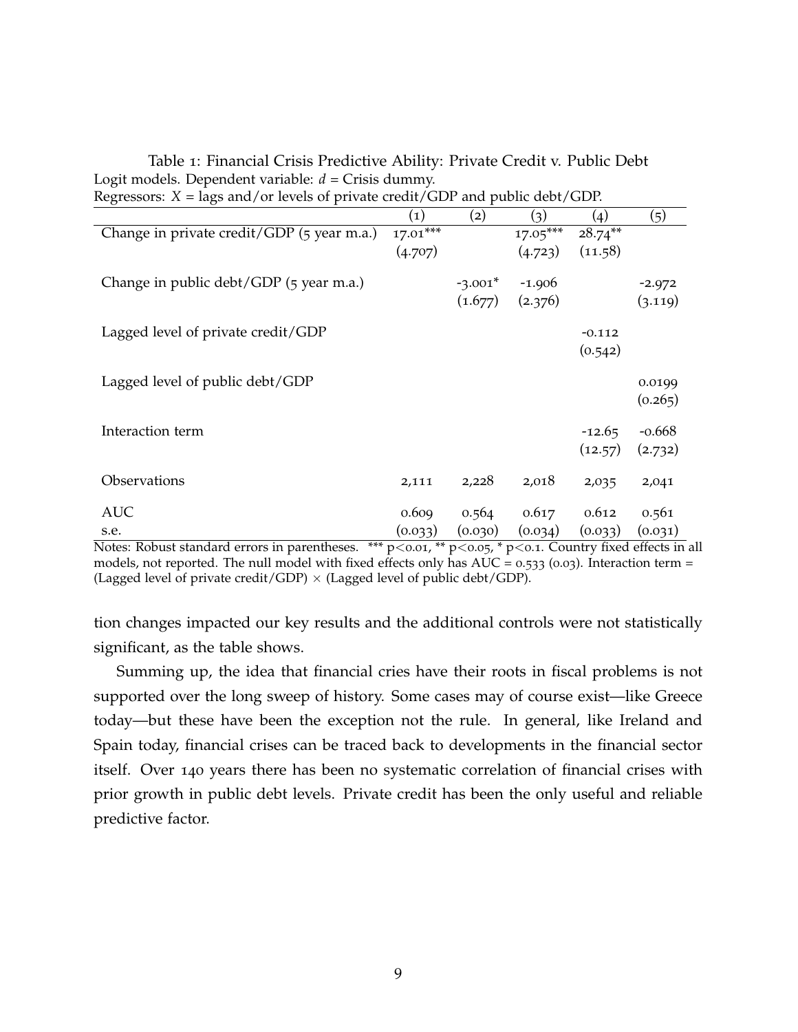Table 1: Financial Crisis Predictive Ability: Private Credit v. Public Debt

Logit models. Dependent variable: $d$ = Crisis dummy.
Regressors: $X$ = lags and/or levels of private credit/GDP and public debt/GDP.

| | (1) | (2) | (3) | (4) | (5) |
|---|---|---|---|---|---|
| Change in private credit/GDP (5 year m.a.) | 17.01*** | | 17.05*** | 28.74** | |
| | (4.707) | | (4.723) | (11.58) | |
| Change in public debt/GDP (5 year m.a.) | | -3.001* | -1.906 | | -2.972 |
| | | (1.677) | (2.376) | | (3.119) |
| Lagged level of private credit/GDP | | | | -0.112 | |
| | | | | (0.542) | |
| Lagged level of public debt/GDP | | | | | 0.0199 |
| | | | | | (0.265) |
| Interaction term | | | | -12.65 | -0.668 |
| | | | | (12.57) | (2.732) |
| Observations | 2,111 | 2,228 | 2,018 | 2,035 | 2,041 |
| AUC | 0.609 | 0.564 | 0.617 | 0.612 | 0.561 |
| s.e. | (0.033) | (0.030) | (0.034) | (0.033) | (0.031) |

Notes: Robust standard errors in parentheses. *** $p<0.01$, ** $p<0.05$, * $p<0.1$. Country fixed effects in all models, not reported. The null model with fixed effects only has AUC = 0.533 (0.03). Interaction term = (Lagged level of private credit/GDP) $\times$ (Lagged level of public debt/GDP).

tion changes impacted our key results and the additional controls were not statistically significant, as the table shows.

Summing up, the idea that financial cries have their roots in fiscal problems is not supported over the long sweep of history. Some cases may of course exist—like Greece today—but these have been the exception not the rule. In general, like Ireland and Spain today, financial crises can be traced back to developments in the financial sector itself. Over 140 years there has been no systematic correlation of financial crises with prior growth in public debt levels. Private credit has been the only useful and reliable predictive factor.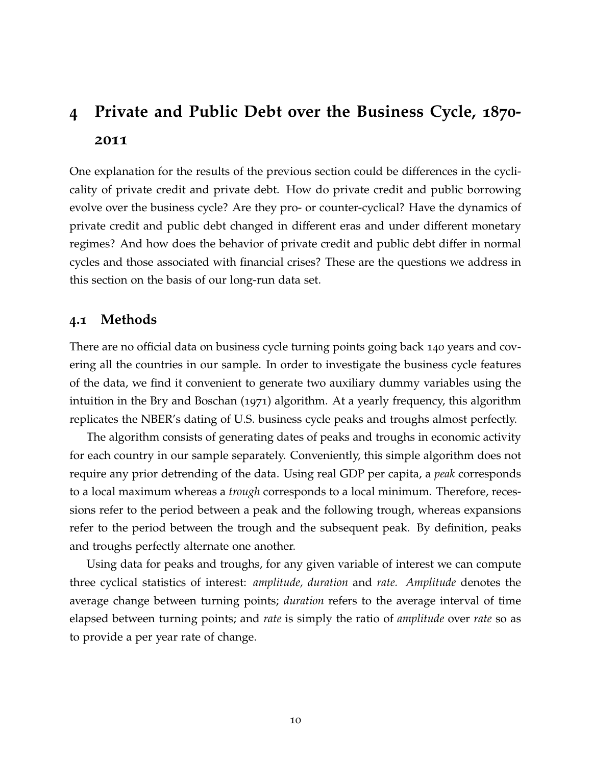# 4 Private and Public Debt over the Business Cycle, 1870-2011

One explanation for the results of the previous section could be differences in the cyclicality of private credit and private debt. How do private credit and public borrowing evolve over the business cycle? Are they pro- or counter-cyclical? Have the dynamics of private credit and public debt changed in different eras and under different monetary regimes? And how does the behavior of private credit and public debt differ in normal cycles and those associated with financial crises? These are the questions we address in this section on the basis of our long-run data set.

## 4.1 Methods

There are no official data on business cycle turning points going back 140 years and covering all the countries in our sample. In order to investigate the business cycle features of the data, we find it convenient to generate two auxiliary dummy variables using the intuition in the Bry and Boschan (1971) algorithm. At a yearly frequency, this algorithm replicates the NBER's dating of U.S. business cycle peaks and troughs almost perfectly.

The algorithm consists of generating dates of peaks and troughs in economic activity for each country in our sample separately. Conveniently, this simple algorithm does not require any prior detrending of the data. Using real GDP per capita, a *peak* corresponds to a local maximum whereas a *trough* corresponds to a local minimum. Therefore, recessions refer to the period between a peak and the following trough, whereas expansions refer to the period between the trough and the subsequent peak. By definition, peaks and troughs perfectly alternate one another.

Using data for peaks and troughs, for any given variable of interest we can compute three cyclical statistics of interest: *amplitude, duration* and *rate. Amplitude* denotes the average change between turning points; *duration* refers to the average interval of time elapsed between turning points; and *rate* is simply the ratio of *amplitude* over *rate* so as to provide a per year rate of change.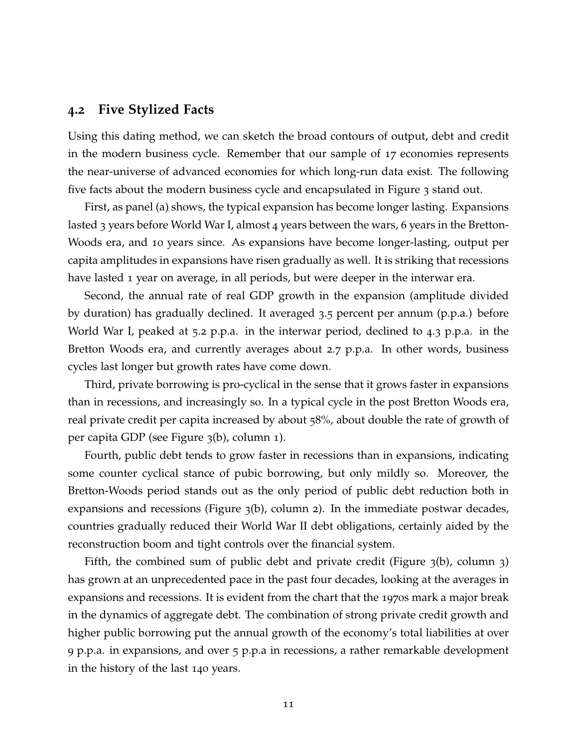## 4.2 Five Stylized Facts

Using this dating method, we can sketch the broad contours of output, debt and credit in the modern business cycle. Remember that our sample of 17 economies represents the near-universe of advanced economies for which long-run data exist. The following five facts about the modern business cycle and encapsulated in Figure 3 stand out.

First, as panel (a) shows, the typical expansion has become longer lasting. Expansions lasted 3 years before World War I, almost 4 years between the wars, 6 years in the Bretton-Woods era, and 10 years since. As expansions have become longer-lasting, output per capita amplitudes in expansions have risen gradually as well. It is striking that recessions have lasted 1 year on average, in all periods, but were deeper in the interwar era.

Second, the annual rate of real GDP growth in the expansion (amplitude divided by duration) has gradually declined. It averaged 3.5 percent per annum (p.p.a.) before World War I, peaked at 5.2 p.p.a. in the interwar period, declined to 4.3 p.p.a. in the Bretton Woods era, and currently averages about 2.7 p.p.a. In other words, business cycles last longer but growth rates have come down.

Third, private borrowing is pro-cyclical in the sense that it grows faster in expansions than in recessions, and increasingly so. In a typical cycle in the post Bretton Woods era, real private credit per capita increased by about 58%, about double the rate of growth of per capita GDP (see Figure 3(b), column 1).

Fourth, public debt tends to grow faster in recessions than in expansions, indicating some counter cyclical stance of pubic borrowing, but only mildly so. Moreover, the Bretton-Woods period stands out as the only period of public debt reduction both in expansions and recessions (Figure 3(b), column 2). In the immediate postwar decades, countries gradually reduced their World War II debt obligations, certainly aided by the reconstruction boom and tight controls over the financial system.

Fifth, the combined sum of public debt and private credit (Figure 3(b), column 3) has grown at an unprecedented pace in the past four decades, looking at the averages in expansions and recessions. It is evident from the chart that the 1970s mark a major break in the dynamics of aggregate debt. The combination of strong private credit growth and higher public borrowing put the annual growth of the economy's total liabilities at over 9 p.p.a. in expansions, and over 5 p.p.a in recessions, a rather remarkable development in the history of the last 140 years.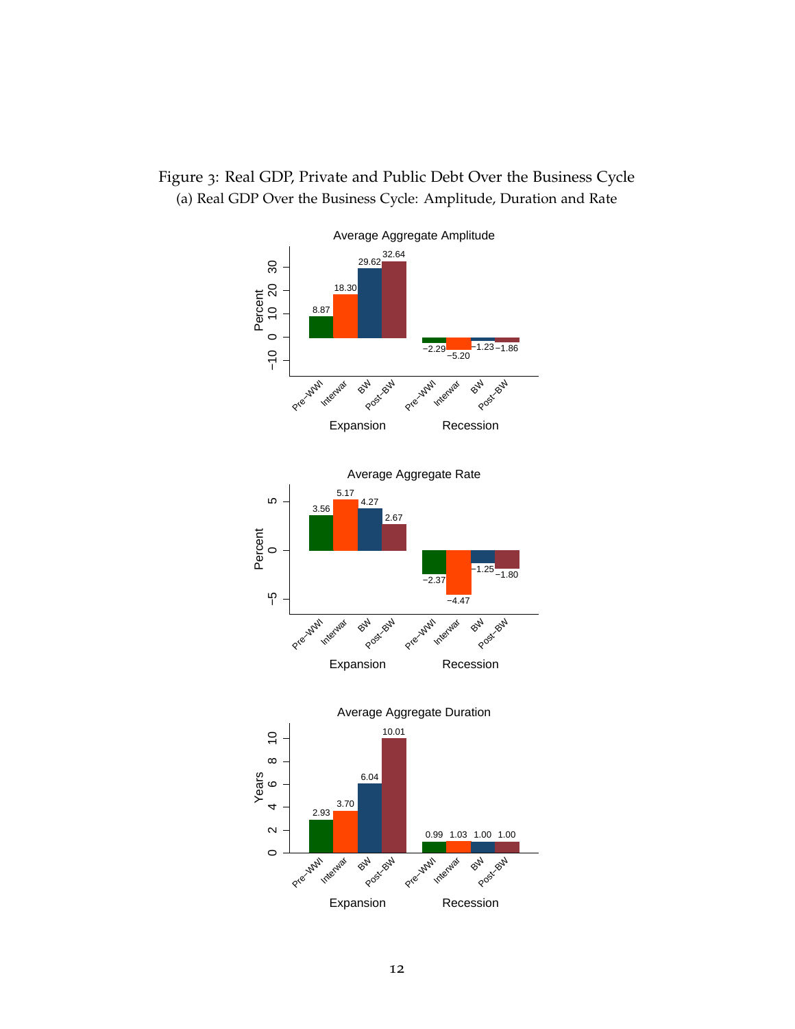Figure 3: Real GDP, Private and Public Debt Over the Business Cycle

(a) Real GDP Over the Business Cycle: Amplitude, Duration and Rate

Average Aggregate Amplitude

Percent

8.87
18.30
29.62
32.64
−2.29
−5.20
−1.23
−1.86

Pre−WWI
Interwar
BW
Post−BW
Pre−WWI
Interwar
BW
Post−BW

Expansion
Recession

Average Aggregate Rate

Percent

3.56
5.17
4.27
2.67
−2.37
−4.47
−1.25
−1.80

Pre−WWI
Interwar
BW
Post−BW
Pre−WWI
Interwar
BW
Post−BW

Expansion
Recession

Average Aggregate Duration

Years

2.93
3.70
6.04
10.01
0.99
1.03
1.00
1.00

Pre−WWI
Interwar
BW
Post−BW
Pre−WWI
Interwar
BW
Post−BW

Expansion
Recession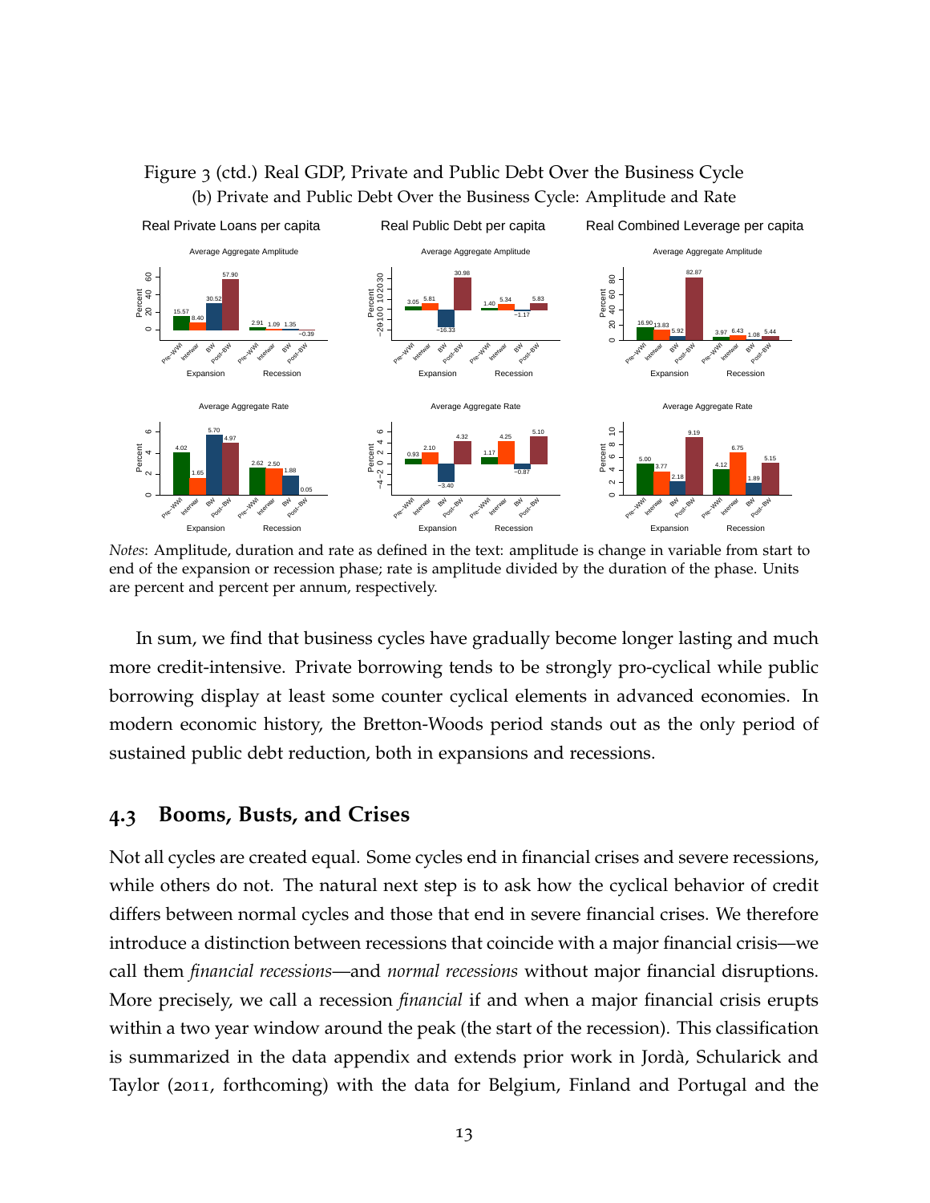Figure 3 (ctd.) Real GDP, Private and Public Debt Over the Business Cycle

(b) Private and Public Debt Over the Business Cycle: Amplitude and Rate

Real Private Loans per capita

Average Aggregate Amplitude

Percent

15.57 8.40 30.52 57.90 2.91 1.09 1.35 −0.39

Pre−WWI Interwar BW Post−BW Pre−WWI Interwar BW Post−BW

Expansion Recession

Average Aggregate Rate

Percent

4.02 1.65 5.70 4.97 2.62 2.50 1.88 0.05

Pre−WWI Interwar BW Post−BW Pre−WWI Interwar BW Post−BW

Expansion Recession

Real Public Debt per capita

Average Aggregate Amplitude

Percent

3.05 5.81 −16.33 30.98 1.40 5.34 −1.17 5.83

Pre−WWI Interwar BW Post−BW Pre−WWI Interwar BW Post−BW

Expansion Recession

Average Aggregate Rate

Percent

0.93 2.10 −3.40 4.32 1.17 4.25 −0.87 5.10

Pre−WWI Interwar BW Post−BW Pre−WWI Interwar BW Post−BW

Expansion Recession

Real Combined Leverage per capita

Average Aggregate Amplitude

Percent

16.90 13.83 5.92 82.87 3.97 6.43 1.08 5.44

Pre−WWI Interwar BW Post−BW Pre−WWI Interwar BW Post−BW

Expansion Recession

Average Aggregate Rate

Percent

5.00 3.77 2.18 9.19 4.12 6.75 1.89 5.15

Pre−WWI Interwar BW Post−BW Pre−WWI Interwar BW Post−BW

Expansion Recession

*Notes*: Amplitude, duration and rate as defined in the text: amplitude is change in variable from start to end of the expansion or recession phase; rate is amplitude divided by the duration of the phase. Units are percent and percent per annum, respectively.

In sum, we find that business cycles have gradually become longer lasting and much more credit-intensive. Private borrowing tends to be strongly pro-cyclical while public borrowing display at least some counter cyclical elements in advanced economies. In modern economic history, the Bretton-Woods period stands out as the only period of sustained public debt reduction, both in expansions and recessions.

## 4.3 Booms, Busts, and Crises

Not all cycles are created equal. Some cycles end in financial crises and severe recessions, while others do not. The natural next step is to ask how the cyclical behavior of credit differs between normal cycles and those that end in severe financial crises. We therefore introduce a distinction between recessions that coincide with a major financial crisis—we call them *financial recessions*—and *normal recessions* without major financial disruptions. More precisely, we call a recession *financial* if and when a major financial crisis erupts within a two year window around the peak (the start of the recession). This classification is summarized in the data appendix and extends prior work in Jordà, Schularick and Taylor (2011, forthcoming) with the data for Belgium, Finland and Portugal and the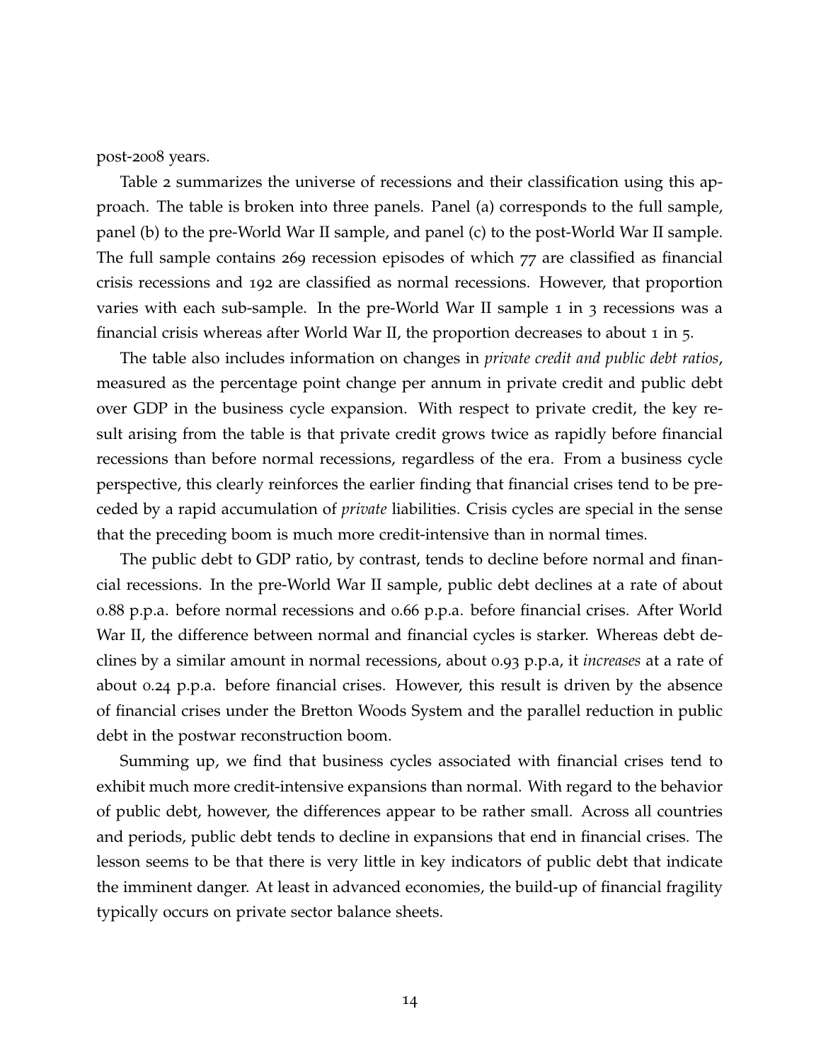post-2008 years.

Table 2 summarizes the universe of recessions and their classification using this approach. The table is broken into three panels. Panel (a) corresponds to the full sample, panel (b) to the pre-World War II sample, and panel (c) to the post-World War II sample. The full sample contains 269 recession episodes of which 77 are classified as financial crisis recessions and 192 are classified as normal recessions. However, that proportion varies with each sub-sample. In the pre-World War II sample 1 in 3 recessions was a financial crisis whereas after World War II, the proportion decreases to about 1 in 5.

The table also includes information on changes in *private credit and public debt ratios*, measured as the percentage point change per annum in private credit and public debt over GDP in the business cycle expansion. With respect to private credit, the key result arising from the table is that private credit grows twice as rapidly before financial recessions than before normal recessions, regardless of the era. From a business cycle perspective, this clearly reinforces the earlier finding that financial crises tend to be preceded by a rapid accumulation of *private* liabilities. Crisis cycles are special in the sense that the preceding boom is much more credit-intensive than in normal times.

The public debt to GDP ratio, by contrast, tends to decline before normal and financial recessions. In the pre-World War II sample, public debt declines at a rate of about 0.88 p.p.a. before normal recessions and 0.66 p.p.a. before financial crises. After World War II, the difference between normal and financial cycles is starker. Whereas debt declines by a similar amount in normal recessions, about 0.93 p.p.a, it *increases* at a rate of about 0.24 p.p.a. before financial crises. However, this result is driven by the absence of financial crises under the Bretton Woods System and the parallel reduction in public debt in the postwar reconstruction boom.

Summing up, we find that business cycles associated with financial crises tend to exhibit much more credit-intensive expansions than normal. With regard to the behavior of public debt, however, the differences appear to be rather small. Across all countries and periods, public debt tends to decline in expansions that end in financial crises. The lesson seems to be that there is very little in key indicators of public debt that indicate the imminent danger. At least in advanced economies, the build-up of financial fragility typically occurs on private sector balance sheets.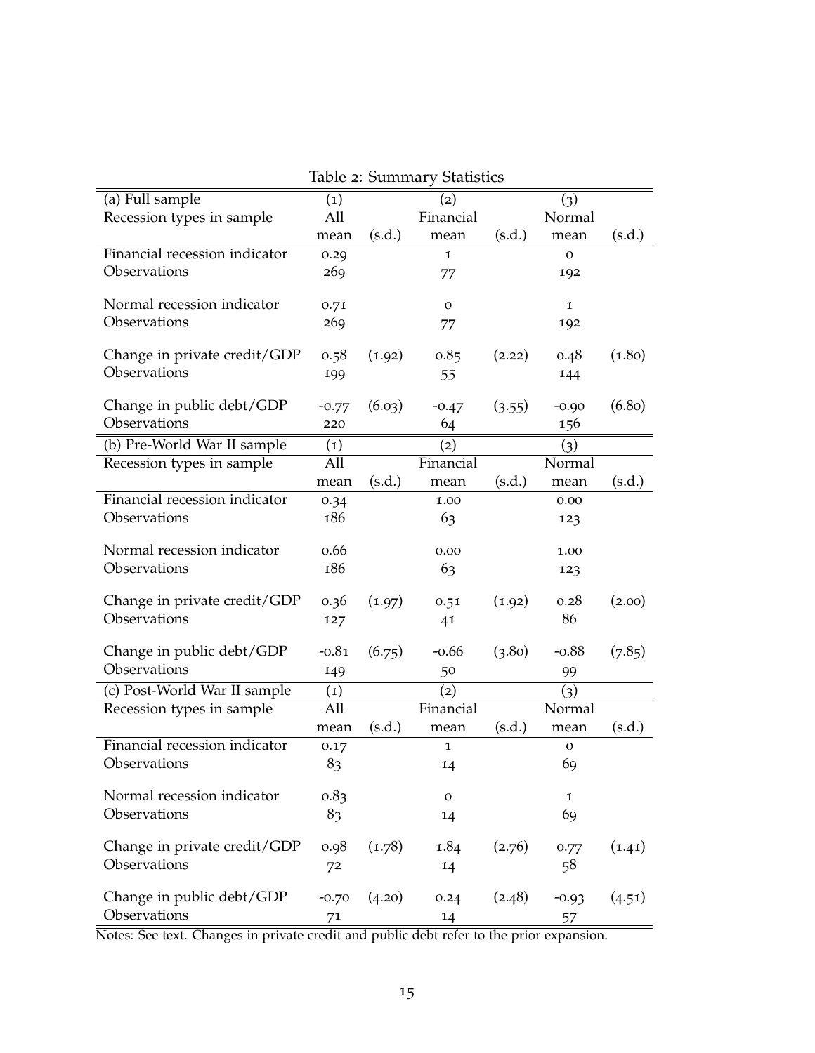Table 2: Summary Statistics

| (a) Full sample | (1) | | (2) | | (3) | |
|---|---|---|---|---|---|---|
| Recession types in sample | All | | Financial | | Normal | |
| | mean | (s.d.) | mean | (s.d.) | mean | (s.d.) |
| Financial recession indicator | 0.29 | | 1 | | 0 | |
| Observations | 269 | | 77 | | 192 | |
| Normal recession indicator | 0.71 | | 0 | | 1 | |
| Observations | 269 | | 77 | | 192 | |
| Change in private credit/GDP | 0.58 | (1.92) | 0.85 | (2.22) | 0.48 | (1.80) |
| Observations | 199 | | 55 | | 144 | |
| Change in public debt/GDP | -0.77 | (6.03) | -0.47 | (3.55) | -0.90 | (6.80) |
| Observations | 220 | | 64 | | 156 | |
| **(b) Pre-World War II sample** | (1) | | (2) | | (3) | |
| Recession types in sample | All | | Financial | | Normal | |
| | mean | (s.d.) | mean | (s.d.) | mean | (s.d.) |
| Financial recession indicator | 0.34 | | 1.00 | | 0.00 | |
| Observations | 186 | | 63 | | 123 | |
| Normal recession indicator | 0.66 | | 0.00 | | 1.00 | |
| Observations | 186 | | 63 | | 123 | |
| Change in private credit/GDP | 0.36 | (1.97) | 0.51 | (1.92) | 0.28 | (2.00) |
| Observations | 127 | | 41 | | 86 | |
| Change in public debt/GDP | -0.81 | (6.75) | -0.66 | (3.80) | -0.88 | (7.85) |
| Observations | 149 | | 50 | | 99 | |
| **(c) Post-World War II sample** | (1) | | (2) | | (3) | |
| Recession types in sample | All | | Financial | | Normal | |
| | mean | (s.d.) | mean | (s.d.) | mean | (s.d.) |
| Financial recession indicator | 0.17 | | 1 | | 0 | |
| Observations | 83 | | 14 | | 69 | |
| Normal recession indicator | 0.83 | | 0 | | 1 | |
| Observations | 83 | | 14 | | 69 | |
| Change in private credit/GDP | 0.98 | (1.78) | 1.84 | (2.76) | 0.77 | (1.41) |
| Observations | 72 | | 14 | | 58 | |
| Change in public debt/GDP | -0.70 | (4.20) | 0.24 | (2.48) | -0.93 | (4.51) |
| Observations | 71 | | 14 | | 57 | |

Notes: See text. Changes in private credit and public debt refer to the prior expansion.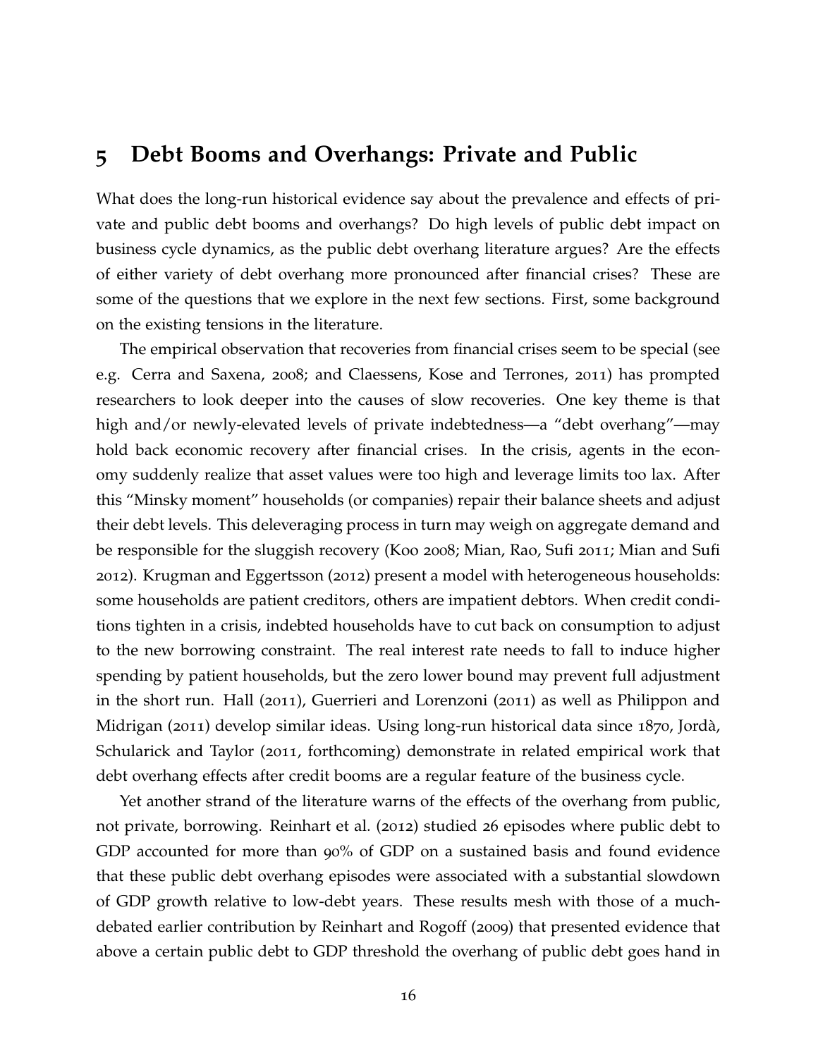## 5 Debt Booms and Overhangs: Private and Public

What does the long-run historical evidence say about the prevalence and effects of private and public debt booms and overhangs? Do high levels of public debt impact on business cycle dynamics, as the public debt overhang literature argues? Are the effects of either variety of debt overhang more pronounced after financial crises? These are some of the questions that we explore in the next few sections. First, some background on the existing tensions in the literature.

The empirical observation that recoveries from financial crises seem to be special (see e.g. Cerra and Saxena, 2008; and Claessens, Kose and Terrones, 2011) has prompted researchers to look deeper into the causes of slow recoveries. One key theme is that high and/or newly-elevated levels of private indebtedness—a "debt overhang"—may hold back economic recovery after financial crises. In the crisis, agents in the economy suddenly realize that asset values were too high and leverage limits too lax. After this "Minsky moment" households (or companies) repair their balance sheets and adjust their debt levels. This deleveraging process in turn may weigh on aggregate demand and be responsible for the sluggish recovery (Koo 2008; Mian, Rao, Sufi 2011; Mian and Sufi 2012). Krugman and Eggertsson (2012) present a model with heterogeneous households: some households are patient creditors, others are impatient debtors. When credit conditions tighten in a crisis, indebted households have to cut back on consumption to adjust to the new borrowing constraint. The real interest rate needs to fall to induce higher spending by patient households, but the zero lower bound may prevent full adjustment in the short run. Hall (2011), Guerrieri and Lorenzoni (2011) as well as Philippon and Midrigan (2011) develop similar ideas. Using long-run historical data since 1870, Jordà, Schularick and Taylor (2011, forthcoming) demonstrate in related empirical work that debt overhang effects after credit booms are a regular feature of the business cycle.

Yet another strand of the literature warns of the effects of the overhang from public, not private, borrowing. Reinhart et al. (2012) studied 26 episodes where public debt to GDP accounted for more than 90% of GDP on a sustained basis and found evidence that these public debt overhang episodes were associated with a substantial slowdown of GDP growth relative to low-debt years. These results mesh with those of a much-debated earlier contribution by Reinhart and Rogoff (2009) that presented evidence that above a certain public debt to GDP threshold the overhang of public debt goes hand in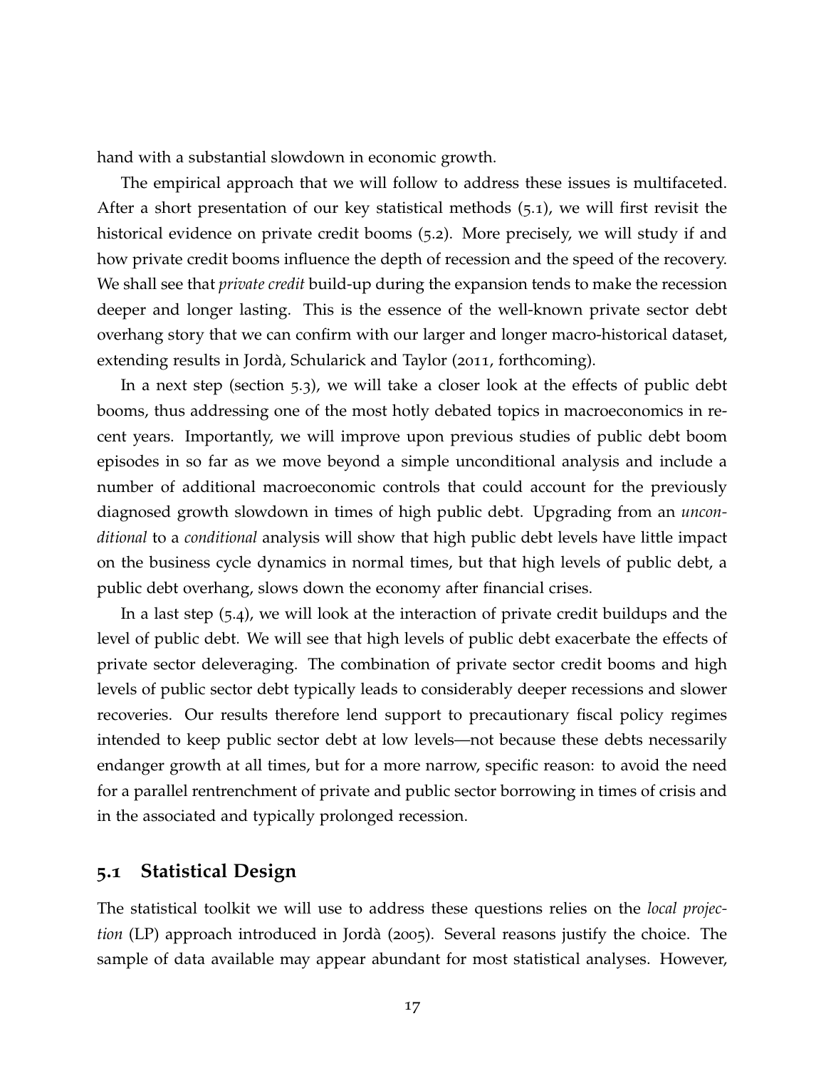hand with a substantial slowdown in economic growth.

The empirical approach that we will follow to address these issues is multifaceted. After a short presentation of our key statistical methods (5.1), we will first revisit the historical evidence on private credit booms (5.2). More precisely, we will study if and how private credit booms influence the depth of recession and the speed of the recovery. We shall see that *private credit* build-up during the expansion tends to make the recession deeper and longer lasting. This is the essence of the well-known private sector debt overhang story that we can confirm with our larger and longer macro-historical dataset, extending results in Jordà, Schularick and Taylor (2011, forthcoming).

In a next step (section 5.3), we will take a closer look at the effects of public debt booms, thus addressing one of the most hotly debated topics in macroeconomics in recent years. Importantly, we will improve upon previous studies of public debt boom episodes in so far as we move beyond a simple unconditional analysis and include a number of additional macroeconomic controls that could account for the previously diagnosed growth slowdown in times of high public debt. Upgrading from an *unconditional* to a *conditional* analysis will show that high public debt levels have little impact on the business cycle dynamics in normal times, but that high levels of public debt, a public debt overhang, slows down the economy after financial crises.

In a last step (5.4), we will look at the interaction of private credit buildups and the level of public debt. We will see that high levels of public debt exacerbate the effects of private sector deleveraging. The combination of private sector credit booms and high levels of public sector debt typically leads to considerably deeper recessions and slower recoveries. Our results therefore lend support to precautionary fiscal policy regimes intended to keep public sector debt at low levels—not because these debts necessarily endanger growth at all times, but for a more narrow, specific reason: to avoid the need for a parallel rentrenchment of private and public sector borrowing in times of crisis and in the associated and typically prolonged recession.

## 5.1 Statistical Design

The statistical toolkit we will use to address these questions relies on the *local projection* (LP) approach introduced in Jordà (2005). Several reasons justify the choice. The sample of data available may appear abundant for most statistical analyses. However,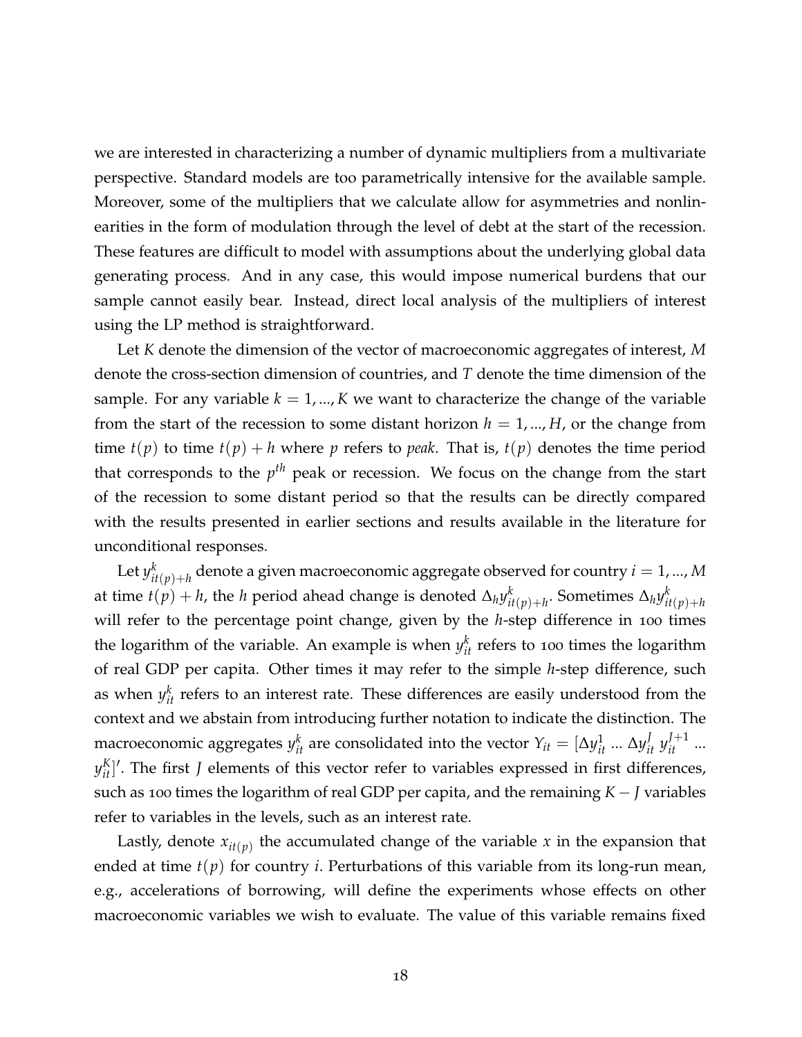we are interested in characterizing a number of dynamic multipliers from a multivariate perspective. Standard models are too parametrically intensive for the available sample. Moreover, some of the multipliers that we calculate allow for asymmetries and nonlinearities in the form of modulation through the level of debt at the start of the recession. These features are difficult to model with assumptions about the underlying global data generating process. And in any case, this would impose numerical burdens that our sample cannot easily bear. Instead, direct local analysis of the multipliers of interest using the LP method is straightforward.

Let $K$ denote the dimension of the vector of macroeconomic aggregates of interest, $M$ denote the cross-section dimension of countries, and $T$ denote the time dimension of the sample. For any variable $k = 1, ..., K$ we want to characterize the change of the variable from the start of the recession to some distant horizon $h = 1, ..., H$, or the change from time $t(p)$ to time $t(p) + h$ where $p$ refers to *peak*. That is, $t(p)$ denotes the time period that corresponds to the $p^{th}$ peak or recession. We focus on the change from the start of the recession to some distant period so that the results can be directly compared with the results presented in earlier sections and results available in the literature for unconditional responses.

Let $y^k_{it(p)+h}$ denote a given macroeconomic aggregate observed for country $i = 1, ..., M$ at time $t(p) + h$, the $h$ period ahead change is denoted $\Delta_h y^k_{it(p)+h}$. Sometimes $\Delta_h y^k_{it(p)+h}$ will refer to the percentage point change, given by the $h$-step difference in 100 times the logarithm of the variable. An example is when $y^k_{it}$ refers to 100 times the logarithm of real GDP per capita. Other times it may refer to the simple $h$-step difference, such as when $y^k_{it}$ refers to an interest rate. These differences are easily understood from the context and we abstain from introducing further notation to indicate the distinction. The macroeconomic aggregates $y^k_{it}$ are consolidated into the vector $Y_{it} = [\Delta y^1_{it} \ ... \ \Delta y^J_{it} \ y^{J+1}_{it} \ ... \ y^K_{it}]'$. The first $J$ elements of this vector refer to variables expressed in first differences, such as 100 times the logarithm of real GDP per capita, and the remaining $K - J$ variables refer to variables in the levels, such as an interest rate.

Lastly, denote $x_{it(p)}$ the accumulated change of the variable $x$ in the expansion that ended at time $t(p)$ for country $i$. Perturbations of this variable from its long-run mean, e.g., accelerations of borrowing, will define the experiments whose effects on other macroeconomic variables we wish to evaluate. The value of this variable remains fixed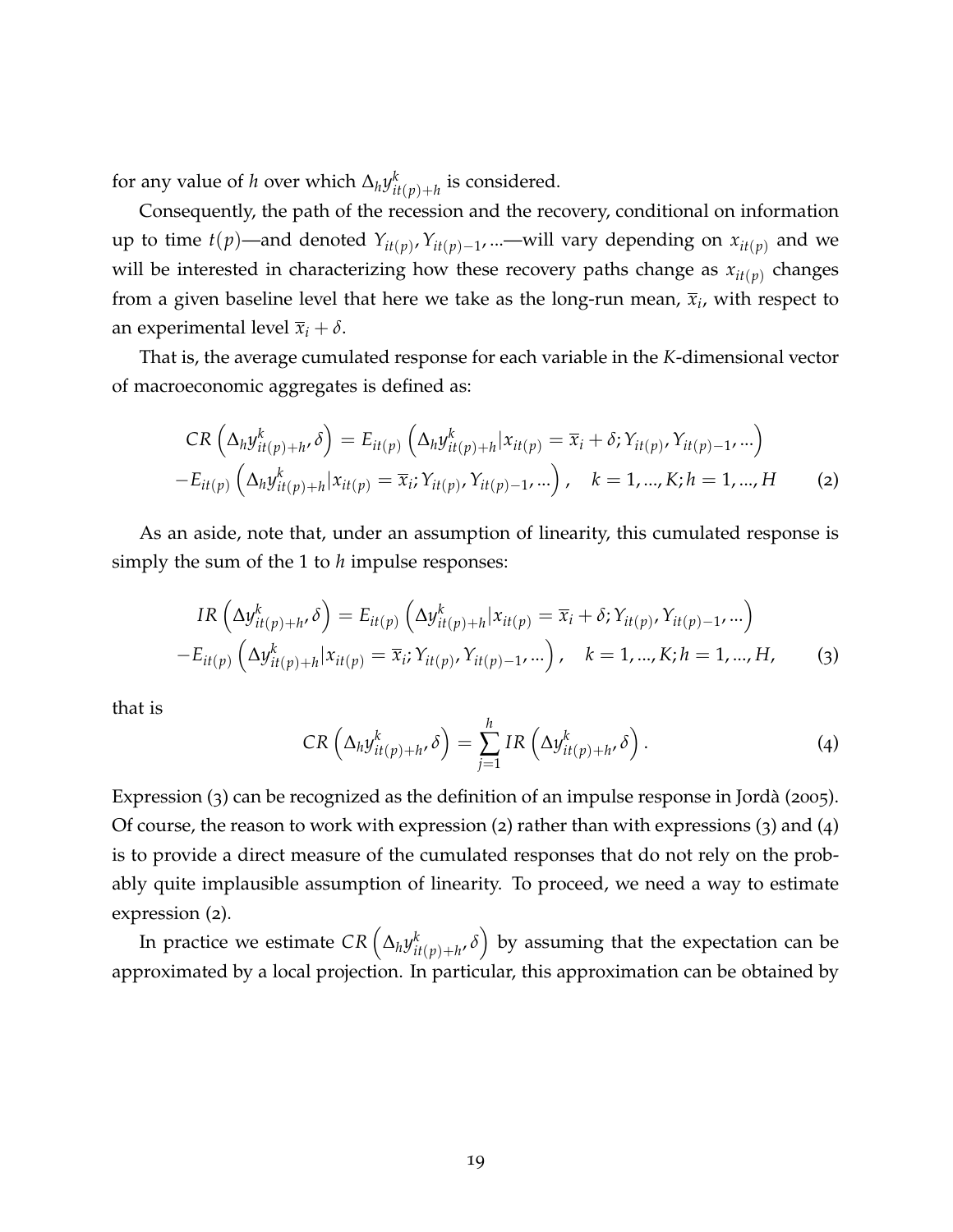for any value of $h$ over which $\Delta_h y^k_{it(p)+h}$ is considered.

Consequently, the path of the recession and the recovery, conditional on information up to time $t(p)$—and denoted $Y_{it(p)}, Y_{it(p)-1}, ...$—will vary depending on $x_{it(p)}$ and we will be interested in characterizing how these recovery paths change as $x_{it(p)}$ changes from a given baseline level that here we take as the long-run mean, $\overline{x}_i$, with respect to an experimental level $\overline{x}_i + \delta$.

That is, the average cumulated response for each variable in the $K$-dimensional vector of macroeconomic aggregates is defined as:

$$
\begin{aligned}
&CR\left(\Delta_h y^k_{it(p)+h}, \delta\right) = E_{it(p)}\left(\Delta_h y^k_{it(p)+h} | x_{it(p)} = \overline{x}_i + \delta; Y_{it(p)}, Y_{it(p)-1}, ...\right) \\
&- E_{it(p)}\left(\Delta_h y^k_{it(p)+h} | x_{it(p)} = \overline{x}_i; Y_{it(p)}, Y_{it(p)-1}, ...\right), \quad k = 1, ..., K; h = 1, ..., H \qquad (2)
\end{aligned}
$$

As an aside, note that, under an assumption of linearity, this cumulated response is simply the sum of the 1 to $h$ impulse responses:

$$
\begin{aligned}
&IR\left(\Delta y^k_{it(p)+h}, \delta\right) = E_{it(p)}\left(\Delta y^k_{it(p)+h} | x_{it(p)} = \overline{x}_i + \delta; Y_{it(p)}, Y_{it(p)-1}, ...\right) \\
&- E_{it(p)}\left(\Delta y^k_{it(p)+h} | x_{it(p)} = \overline{x}_i; Y_{it(p)}, Y_{it(p)-1}, ...\right), \quad k = 1, ..., K; h = 1, ..., H, \qquad (3)
\end{aligned}
$$

that is

$$
CR\left(\Delta_h y^k_{it(p)+h}, \delta\right) = \sum_{j=1}^{h} IR\left(\Delta y^k_{it(p)+h}, \delta\right). \qquad (4)
$$

Expression (3) can be recognized as the definition of an impulse response in Jordà (2005). Of course, the reason to work with expression (2) rather than with expressions (3) and (4) is to provide a direct measure of the cumulated responses that do not rely on the probably quite implausible assumption of linearity. To proceed, we need a way to estimate expression (2).

In practice we estimate $CR\left(\Delta_h y^k_{it(p)+h}, \delta\right)$ by assuming that the expectation can be approximated by a local projection. In particular, this approximation can be obtained by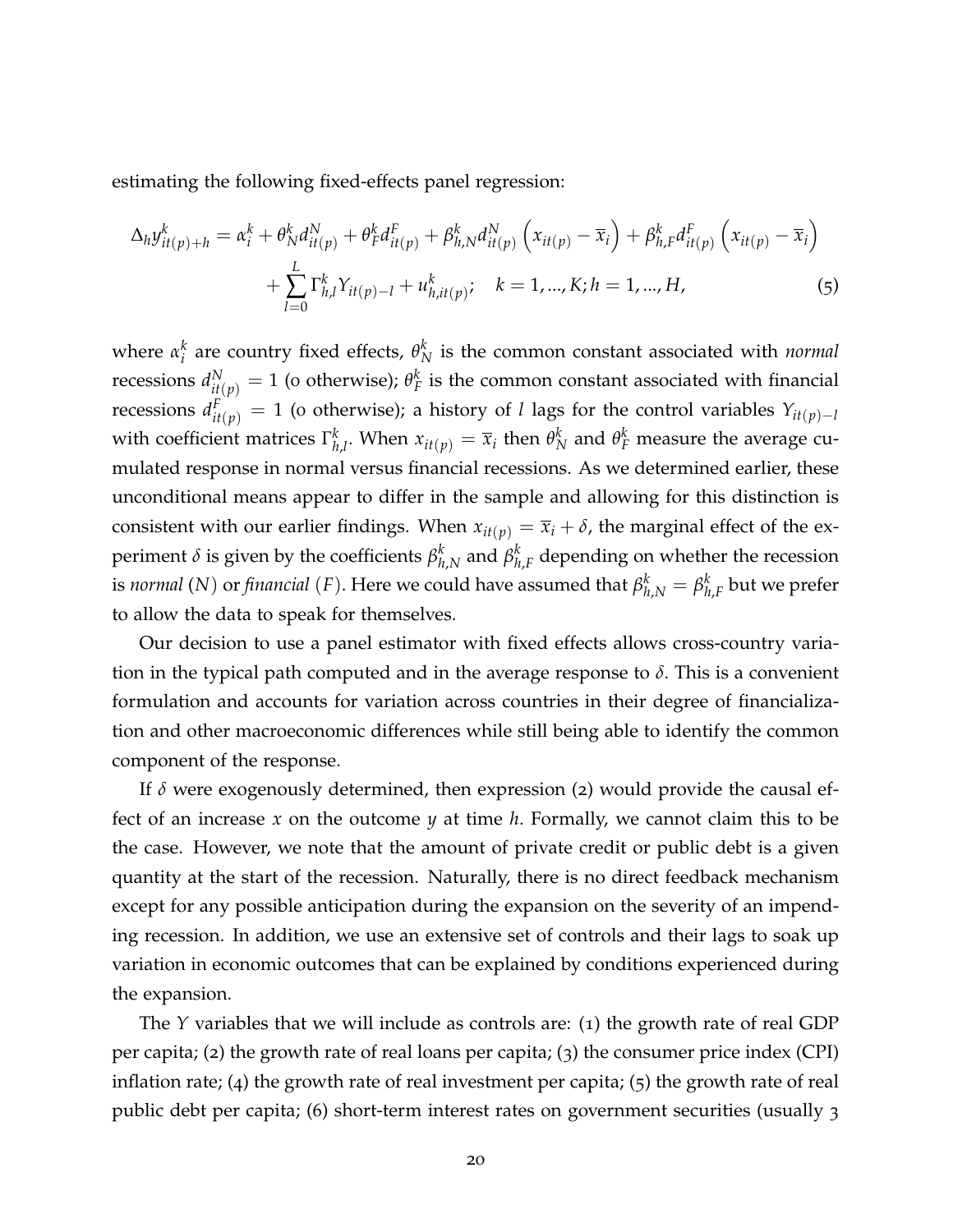estimating the following fixed-effects panel regression:

$$
\Delta_h y^k_{it(p)+h} = \alpha^k_i + \theta^k_N d^N_{it(p)} + \theta^k_F d^F_{it(p)} + \beta^k_{h,N} d^N_{it(p)} \left( x_{it(p)} - \overline{x}_i \right) + \beta^k_{h,F} d^F_{it(p)} \left( x_{it(p)} - \overline{x}_i \right)
+ \sum_{l=0}^{L} \Gamma^k_{h,l} Y_{it(p)-l} + u^k_{h,it(p)}; \quad k = 1, ..., K; h = 1, ..., H, \tag{5}
$$

where $\alpha^k_i$ are country fixed effects, $\theta^k_N$ is the common constant associated with *normal* recessions $d^N_{it(p)} = 1$ (0 otherwise); $\theta^k_F$ is the common constant associated with financial recessions $d^F_{it(p)} = 1$ (0 otherwise); a history of $l$ lags for the control variables $Y_{it(p)-l}$ with coefficient matrices $\Gamma^k_{h,l}$. When $x_{it(p)} = \overline{x}_i$ then $\theta^k_N$ and $\theta^k_F$ measure the average cumulated response in normal versus financial recessions. As we determined earlier, these unconditional means appear to differ in the sample and allowing for this distinction is consistent with our earlier findings. When $x_{it(p)} = \overline{x}_i + \delta$, the marginal effect of the experiment $\delta$ is given by the coefficients $\beta^k_{h,N}$ and $\beta^k_{h,F}$ depending on whether the recession is *normal* ($N$) or *financial* ($F$). Here we could have assumed that $\beta^k_{h,N} = \beta^k_{h,F}$ but we prefer to allow the data to speak for themselves.

Our decision to use a panel estimator with fixed effects allows cross-country variation in the typical path computed and in the average response to $\delta$. This is a convenient formulation and accounts for variation across countries in their degree of financialization and other macroeconomic differences while still being able to identify the common component of the response.

If $\delta$ were exogenously determined, then expression (2) would provide the causal effect of an increase $x$ on the outcome $y$ at time $h$. Formally, we cannot claim this to be the case. However, we note that the amount of private credit or public debt is a given quantity at the start of the recession. Naturally, there is no direct feedback mechanism except for any possible anticipation during the expansion on the severity of an impending recession. In addition, we use an extensive set of controls and their lags to soak up variation in economic outcomes that can be explained by conditions experienced during the expansion.

The $Y$ variables that we will include as controls are: (1) the growth rate of real GDP per capita; (2) the growth rate of real loans per capita; (3) the consumer price index (CPI) inflation rate; (4) the growth rate of real investment per capita; (5) the growth rate of real public debt per capita; (6) short-term interest rates on government securities (usually 3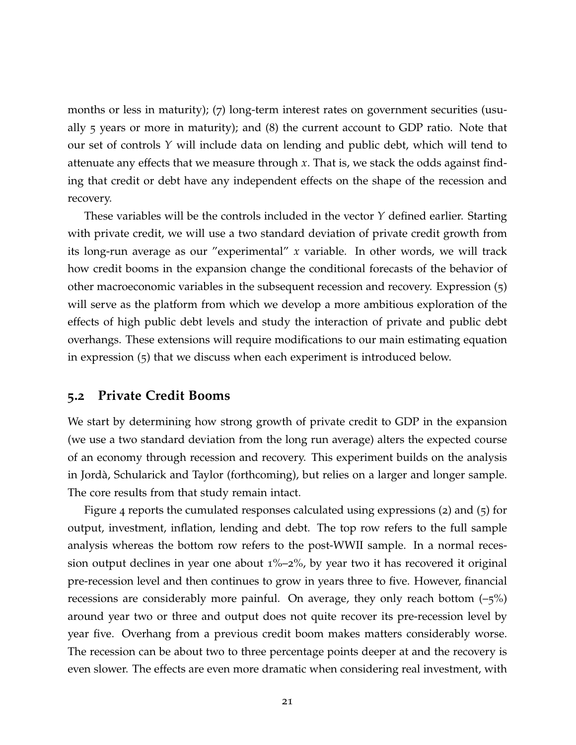months or less in maturity); (7) long-term interest rates on government securities (usually 5 years or more in maturity); and (8) the current account to GDP ratio. Note that our set of controls $Y$ will include data on lending and public debt, which will tend to attenuate any effects that we measure through $x$. That is, we stack the odds against finding that credit or debt have any independent effects on the shape of the recession and recovery.

These variables will be the controls included in the vector $Y$ defined earlier. Starting with private credit, we will use a two standard deviation of private credit growth from its long-run average as our "experimental" $x$ variable. In other words, we will track how credit booms in the expansion change the conditional forecasts of the behavior of other macroeconomic variables in the subsequent recession and recovery. Expression (5) will serve as the platform from which we develop a more ambitious exploration of the effects of high public debt levels and study the interaction of private and public debt overhangs. These extensions will require modifications to our main estimating equation in expression (5) that we discuss when each experiment is introduced below.

## 5.2 Private Credit Booms

We start by determining how strong growth of private credit to GDP in the expansion (we use a two standard deviation from the long run average) alters the expected course of an economy through recession and recovery. This experiment builds on the analysis in Jordà, Schularick and Taylor (forthcoming), but relies on a larger and longer sample. The core results from that study remain intact.

Figure 4 reports the cumulated responses calculated using expressions (2) and (5) for output, investment, inflation, lending and debt. The top row refers to the full sample analysis whereas the bottom row refers to the post-WWII sample. In a normal recession output declines in year one about 1%–2%, by year two it has recovered it original pre-recession level and then continues to grow in years three to five. However, financial recessions are considerably more painful. On average, they only reach bottom (–5%) around year two or three and output does not quite recover its pre-recession level by year five. Overhang from a previous credit boom makes matters considerably worse. The recession can be about two to three percentage points deeper at and the recovery is even slower. The effects are even more dramatic when considering real investment, with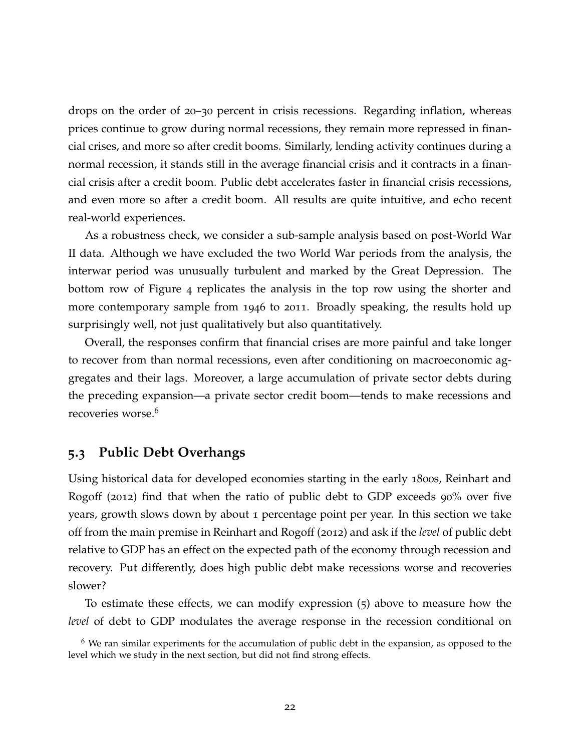drops on the order of 20–30 percent in crisis recessions. Regarding inflation, whereas prices continue to grow during normal recessions, they remain more repressed in financial crises, and more so after credit booms. Similarly, lending activity continues during a normal recession, it stands still in the average financial crisis and it contracts in a financial crisis after a credit boom. Public debt accelerates faster in financial crisis recessions, and even more so after a credit boom. All results are quite intuitive, and echo recent real-world experiences.

As a robustness check, we consider a sub-sample analysis based on post-World War II data. Although we have excluded the two World War periods from the analysis, the interwar period was unusually turbulent and marked by the Great Depression. The bottom row of Figure 4 replicates the analysis in the top row using the shorter and more contemporary sample from 1946 to 2011. Broadly speaking, the results hold up surprisingly well, not just qualitatively but also quantitatively.

Overall, the responses confirm that financial crises are more painful and take longer to recover from than normal recessions, even after conditioning on macroeconomic aggregates and their lags. Moreover, a large accumulation of private sector debts during the preceding expansion—a private sector credit boom—tends to make recessions and recoveries worse.[6]

### 5.3 Public Debt Overhangs

Using historical data for developed economies starting in the early 1800s, Reinhart and Rogoff (2012) find that when the ratio of public debt to GDP exceeds 90% over five years, growth slows down by about 1 percentage point per year. In this section we take off from the main premise in Reinhart and Rogoff (2012) and ask if the *level* of public debt relative to GDP has an effect on the expected path of the economy through recession and recovery. Put differently, does high public debt make recessions worse and recoveries slower?

To estimate these effects, we can modify expression (5) above to measure how the *level* of debt to GDP modulates the average response in the recession conditional on

[6] We ran similar experiments for the accumulation of public debt in the expansion, as opposed to the level which we study in the next section, but did not find strong effects.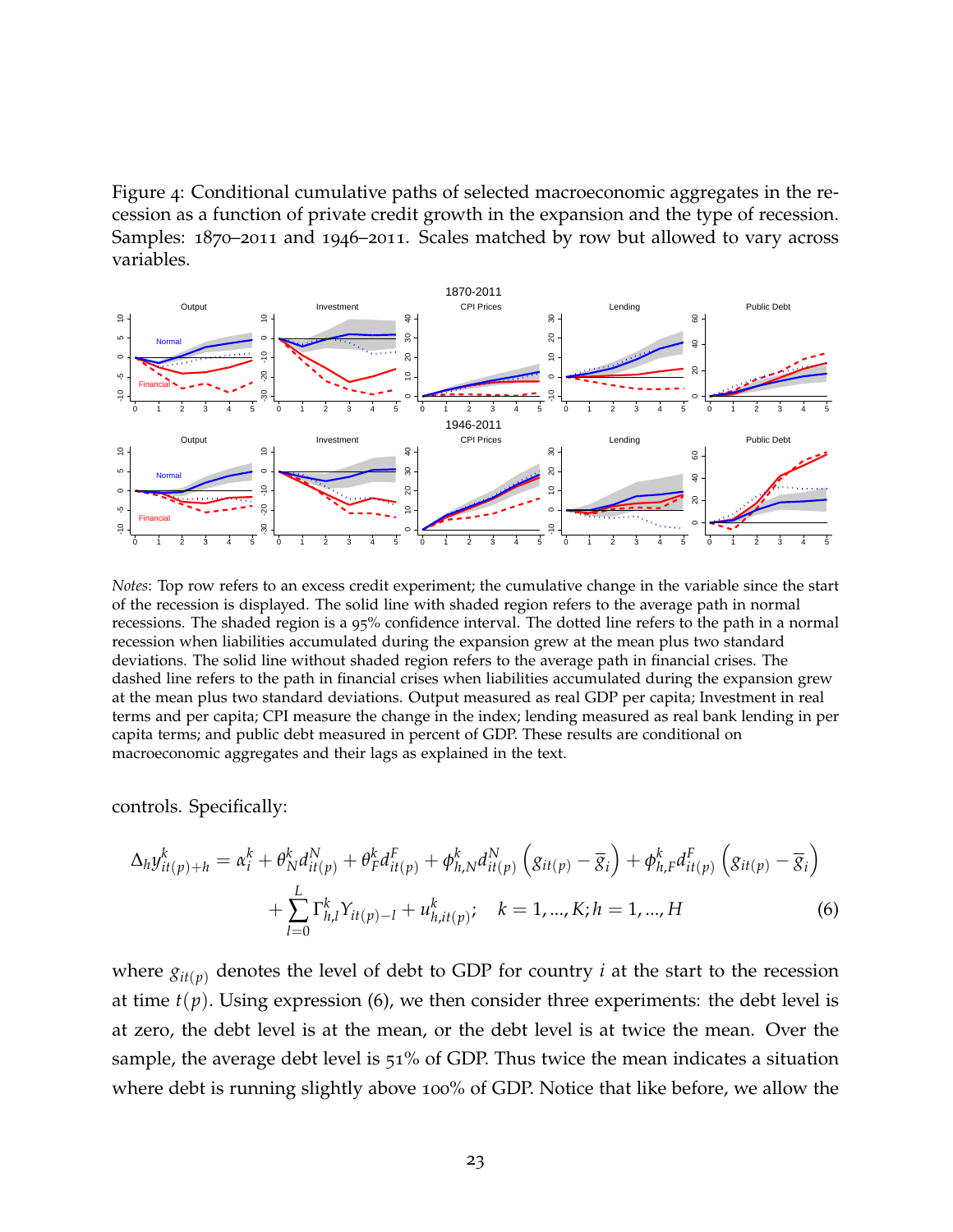Figure 4: Conditional cumulative paths of selected macroeconomic aggregates in the recession as a function of private credit growth in the expansion and the type of recession. Samples: 1870–2011 and 1946–2011. Scales matched by row but allowed to vary across variables.

1870-2011

Output
Investment
CPI Prices
Lending
Public Debt

Normal
Financial

1946-2011

Output
Investment
CPI Prices
Lending
Public Debt

Normal
Financial

*Notes*: Top row refers to an excess credit experiment; the cumulative change in the variable since the start of the recession is displayed. The solid line with shaded region refers to the average path in normal recessions. The shaded region is a 95% confidence interval. The dotted line refers to the path in a normal recession when liabilities accumulated during the expansion grew at the mean plus two standard deviations. The solid line without shaded region refers to the average path in financial crises. The dashed line refers to the path in financial crises when liabilities accumulated during the expansion grew at the mean plus two standard deviations. Output measured as real GDP per capita; Investment in real terms and per capita; CPI measure the change in the index; lending measured as real bank lending in per capita terms; and public debt measured in percent of GDP. These results are conditional on macroeconomic aggregates and their lags as explained in the text.

controls. Specifically:

$$\Delta_h y^k_{it(p)+h} = \alpha^k_i + \theta^k_N d^N_{it(p)} + \theta^k_F d^F_{it(p)} + \phi^k_{h,N} d^N_{it(p)} \left( g_{it(p)} - \bar{g}_i \right) + \phi^k_{h,F} d^F_{it(p)} \left( g_{it(p)} - \bar{g}_i \right) + \sum_{l=0}^{L} \Gamma^k_{h,l} Y_{it(p)-l} + u^k_{h,it(p)}; \quad k = 1, ..., K; h = 1, ..., H \tag{6}$$

where $g_{it(p)}$ denotes the level of debt to GDP for country $i$ at the start to the recession at time $t(p)$. Using expression (6), we then consider three experiments: the debt level is at zero, the debt level is at the mean, or the debt level is at twice the mean. Over the sample, the average debt level is 51% of GDP. Thus twice the mean indicates a situation where debt is running slightly above 100% of GDP. Notice that like before, we allow the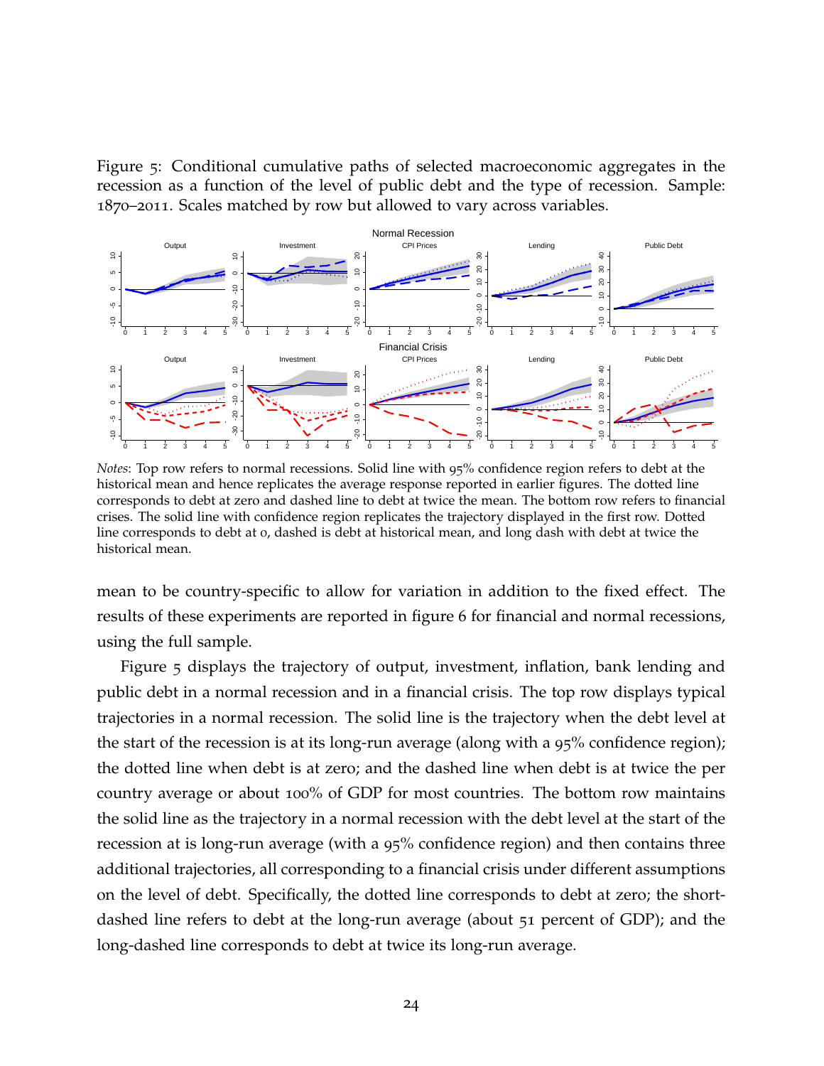Figure 5: Conditional cumulative paths of selected macroeconomic aggregates in the recession as a function of the level of public debt and the type of recession. Sample: 1870–2011. Scales matched by row but allowed to vary across variables.

Normal Recession

Output
Investment
CPI Prices
Lending
Public Debt

Financial Crisis

Output
Investment
CPI Prices
Lending
Public Debt

*Notes*: Top row refers to normal recessions. Solid line with 95% confidence region refers to debt at the historical mean and hence replicates the average response reported in earlier figures. The dotted line corresponds to debt at zero and dashed line to debt at twice the mean. The bottom row refers to financial crises. The solid line with confidence region replicates the trajectory displayed in the first row. Dotted line corresponds to debt at 0, dashed is debt at historical mean, and long dash with debt at twice the historical mean.

mean to be country-specific to allow for variation in addition to the fixed effect. The results of these experiments are reported in figure 6 for financial and normal recessions, using the full sample.

Figure 5 displays the trajectory of output, investment, inflation, bank lending and public debt in a normal recession and in a financial crisis. The top row displays typical trajectories in a normal recession. The solid line is the trajectory when the debt level at the start of the recession is at its long-run average (along with a 95% confidence region); the dotted line when debt is at zero; and the dashed line when debt is at twice the per country average or about 100% of GDP for most countries. The bottom row maintains the solid line as the trajectory in a normal recession with the debt level at the start of the recession at is long-run average (with a 95% confidence region) and then contains three additional trajectories, all corresponding to a financial crisis under different assumptions on the level of debt. Specifically, the dotted line corresponds to debt at zero; the short-dashed line refers to debt at the long-run average (about 51 percent of GDP); and the long-dashed line corresponds to debt at twice its long-run average.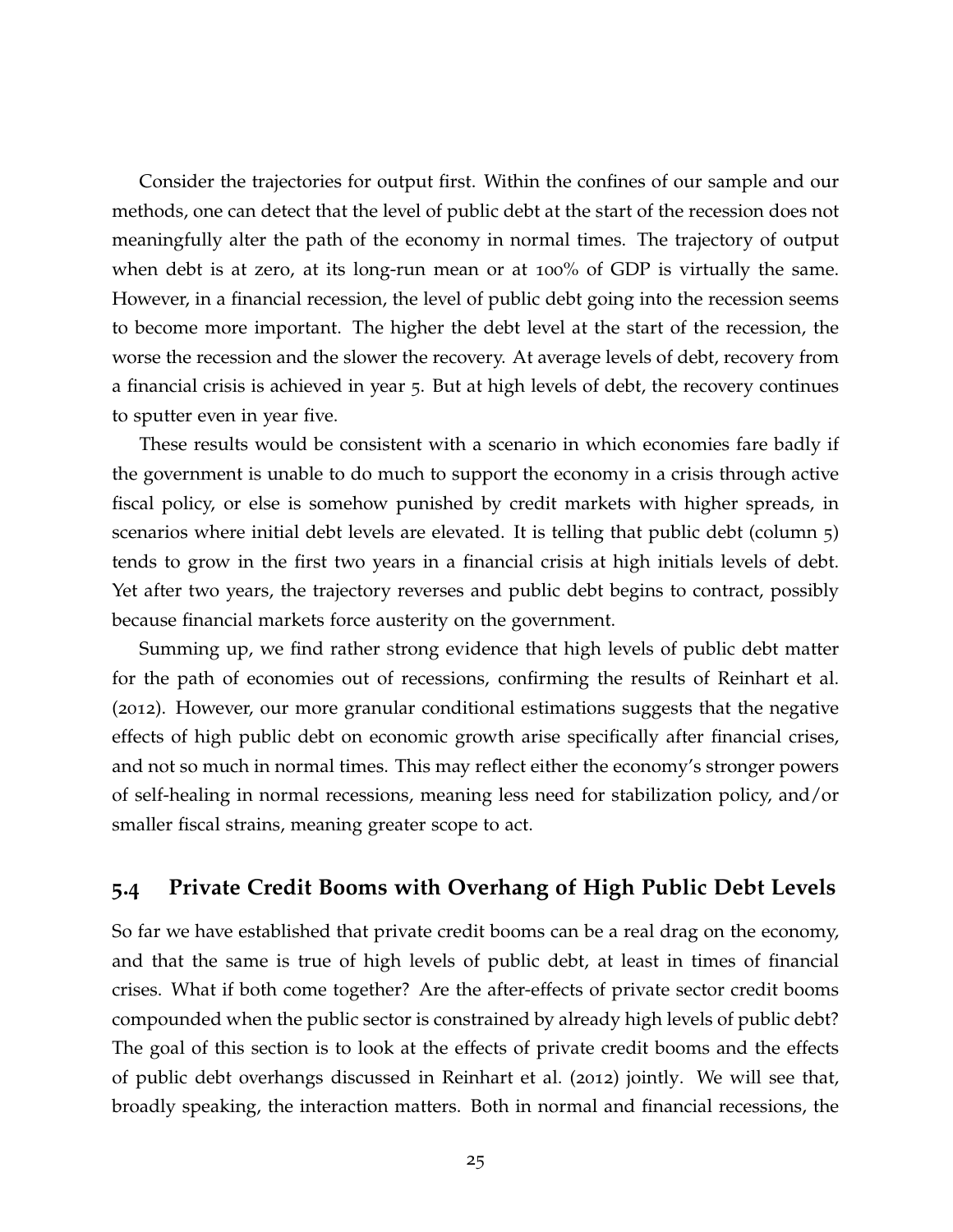Consider the trajectories for output first. Within the confines of our sample and our methods, one can detect that the level of public debt at the start of the recession does not meaningfully alter the path of the economy in normal times. The trajectory of output when debt is at zero, at its long-run mean or at 100% of GDP is virtually the same. However, in a financial recession, the level of public debt going into the recession seems to become more important. The higher the debt level at the start of the recession, the worse the recession and the slower the recovery. At average levels of debt, recovery from a financial crisis is achieved in year 5. But at high levels of debt, the recovery continues to sputter even in year five.

These results would be consistent with a scenario in which economies fare badly if the government is unable to do much to support the economy in a crisis through active fiscal policy, or else is somehow punished by credit markets with higher spreads, in scenarios where initial debt levels are elevated. It is telling that public debt (column 5) tends to grow in the first two years in a financial crisis at high initials levels of debt. Yet after two years, the trajectory reverses and public debt begins to contract, possibly because financial markets force austerity on the government.

Summing up, we find rather strong evidence that high levels of public debt matter for the path of economies out of recessions, confirming the results of Reinhart et al. (2012). However, our more granular conditional estimations suggests that the negative effects of high public debt on economic growth arise specifically after financial crises, and not so much in normal times. This may reflect either the economy's stronger powers of self-healing in normal recessions, meaning less need for stabilization policy, and/or smaller fiscal strains, meaning greater scope to act.

## 5.4 Private Credit Booms with Overhang of High Public Debt Levels

So far we have established that private credit booms can be a real drag on the economy, and that the same is true of high levels of public debt, at least in times of financial crises. What if both come together? Are the after-effects of private sector credit booms compounded when the public sector is constrained by already high levels of public debt? The goal of this section is to look at the effects of private credit booms and the effects of public debt overhangs discussed in Reinhart et al. (2012) jointly. We will see that, broadly speaking, the interaction matters. Both in normal and financial recessions, the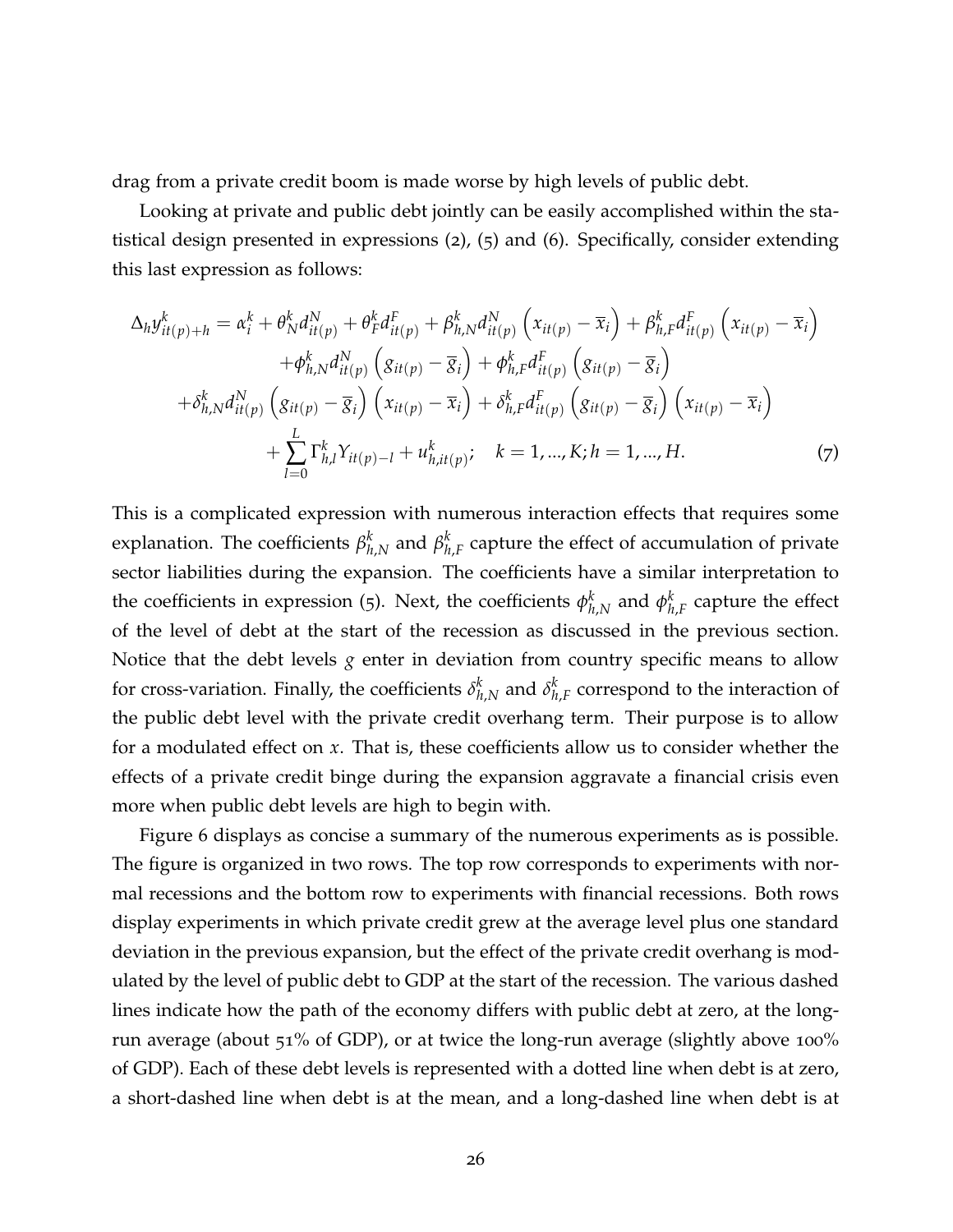drag from a private credit boom is made worse by high levels of public debt.

Looking at private and public debt jointly can be easily accomplished within the statistical design presented in expressions (2), (5) and (6). Specifically, consider extending this last expression as follows:

$$
\begin{aligned}
\Delta_h y^k_{it(p)+h} = \alpha^k_i + \theta^k_N d^N_{it(p)} + \theta^k_F d^F_{it(p)} + \beta^k_{h,N} d^N_{it(p)} \left( x_{it(p)} - \overline{x}_i \right) + \beta^k_{h,F} d^F_{it(p)} \left( x_{it(p)} - \overline{x}_i \right) \\
+ \phi^k_{h,N} d^N_{it(p)} \left( g_{it(p)} - \overline{g}_i \right) + \phi^k_{h,F} d^F_{it(p)} \left( g_{it(p)} - \overline{g}_i \right) \\
+ \delta^k_{h,N} d^N_{it(p)} \left( g_{it(p)} - \overline{g}_i \right) \left( x_{it(p)} - \overline{x}_i \right) + \delta^k_{h,F} d^F_{it(p)} \left( g_{it(p)} - \overline{g}_i \right) \left( x_{it(p)} - \overline{x}_i \right) \\
+ \sum_{l=0}^{L} \Gamma^k_{h,l} Y_{it(p)-l} + u^k_{h,it(p)}; \quad k = 1, ..., K; h = 1, ..., H. \qquad (7)
\end{aligned}
$$

This is a complicated expression with numerous interaction effects that requires some explanation. The coefficients $\beta^k_{h,N}$ and $\beta^k_{h,F}$ capture the effect of accumulation of private sector liabilities during the expansion. The coefficients have a similar interpretation to the coefficients in expression (5). Next, the coefficients $\phi^k_{h,N}$ and $\phi^k_{h,F}$ capture the effect of the level of debt at the start of the recession as discussed in the previous section. Notice that the debt levels $g$ enter in deviation from country specific means to allow for cross-variation. Finally, the coefficients $\delta^k_{h,N}$ and $\delta^k_{h,F}$ correspond to the interaction of the public debt level with the private credit overhang term. Their purpose is to allow for a modulated effect on $x$. That is, these coefficients allow us to consider whether the effects of a private credit binge during the expansion aggravate a financial crisis even more when public debt levels are high to begin with.

Figure 6 displays as concise a summary of the numerous experiments as is possible. The figure is organized in two rows. The top row corresponds to experiments with normal recessions and the bottom row to experiments with financial recessions. Both rows display experiments in which private credit grew at the average level plus one standard deviation in the previous expansion, but the effect of the private credit overhang is modulated by the level of public debt to GDP at the start of the recession. The various dashed lines indicate how the path of the economy differs with public debt at zero, at the long-run average (about 51% of GDP), or at twice the long-run average (slightly above 100% of GDP). Each of these debt levels is represented with a dotted line when debt is at zero, a short-dashed line when debt is at the mean, and a long-dashed line when debt is at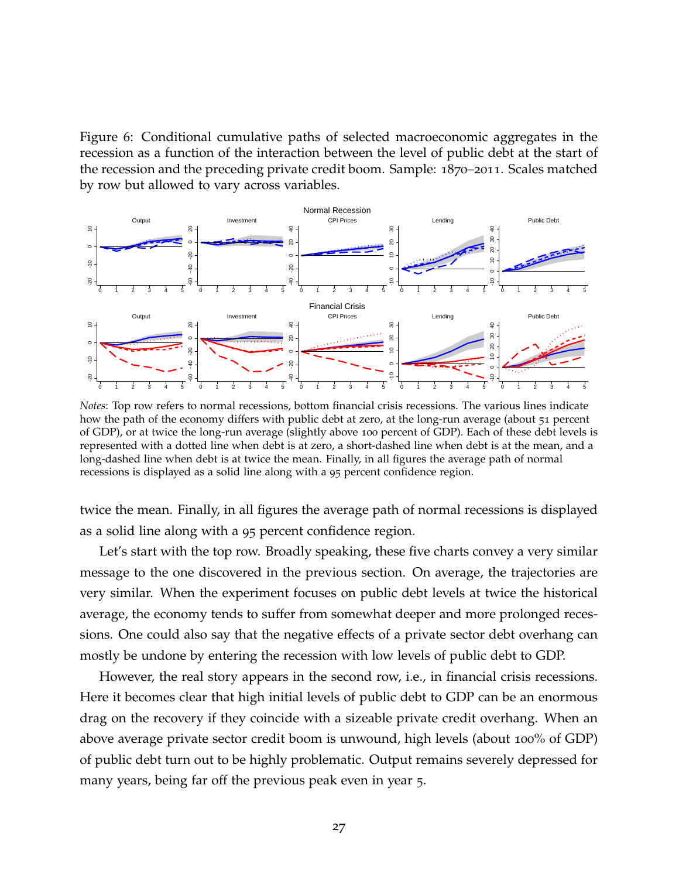Figure 6: Conditional cumulative paths of selected macroeconomic aggregates in the recession as a function of the interaction between the level of public debt at the start of the recession and the preceding private credit boom. Sample: 1870–2011. Scales matched by row but allowed to vary across variables.

Normal Recession

Output

Investment

CPI Prices

Lending

Public Debt

Financial Crisis

Output

Investment

CPI Prices

Lending

Public Debt

*Notes*: Top row refers to normal recessions, bottom financial crisis recessions. The various lines indicate how the path of the economy differs with public debt at zero, at the long-run average (about 51 percent of GDP), or at twice the long-run average (slightly above 100 percent of GDP). Each of these debt levels is represented with a dotted line when debt is at zero, a short-dashed line when debt is at the mean, and a long-dashed line when debt is at twice the mean. Finally, in all figures the average path of normal recessions is displayed as a solid line along with a 95 percent confidence region.

twice the mean. Finally, in all figures the average path of normal recessions is displayed as a solid line along with a 95 percent confidence region.

Let's start with the top row. Broadly speaking, these five charts convey a very similar message to the one discovered in the previous section. On average, the trajectories are very similar. When the experiment focuses on public debt levels at twice the historical average, the economy tends to suffer from somewhat deeper and more prolonged recessions. One could also say that the negative effects of a private sector debt overhang can mostly be undone by entering the recession with low levels of public debt to GDP.

However, the real story appears in the second row, i.e., in financial crisis recessions. Here it becomes clear that high initial levels of public debt to GDP can be an enormous drag on the recovery if they coincide with a sizeable private credit overhang. When an above average private sector credit boom is unwound, high levels (about 100% of GDP) of public debt turn out to be highly problematic. Output remains severely depressed for many years, being far off the previous peak even in year 5.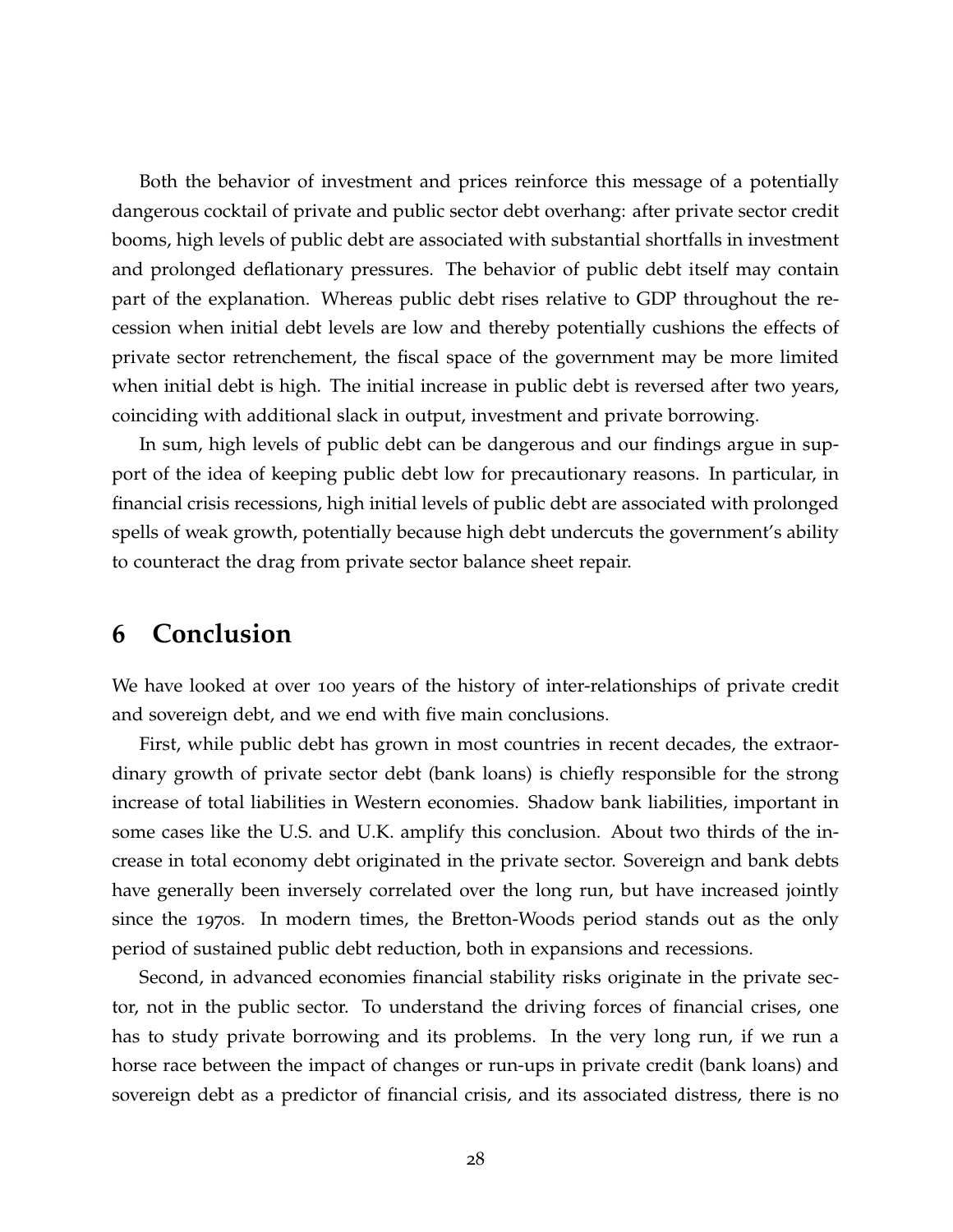Both the behavior of investment and prices reinforce this message of a potentially dangerous cocktail of private and public sector debt overhang: after private sector credit booms, high levels of public debt are associated with substantial shortfalls in investment and prolonged deflationary pressures. The behavior of public debt itself may contain part of the explanation. Whereas public debt rises relative to GDP throughout the recession when initial debt levels are low and thereby potentially cushions the effects of private sector retrenchement, the fiscal space of the government may be more limited when initial debt is high. The initial increase in public debt is reversed after two years, coinciding with additional slack in output, investment and private borrowing.

In sum, high levels of public debt can be dangerous and our findings argue in support of the idea of keeping public debt low for precautionary reasons. In particular, in financial crisis recessions, high initial levels of public debt are associated with prolonged spells of weak growth, potentially because high debt undercuts the government's ability to counteract the drag from private sector balance sheet repair.

# 6 Conclusion

We have looked at over 100 years of the history of inter-relationships of private credit and sovereign debt, and we end with five main conclusions.

First, while public debt has grown in most countries in recent decades, the extraordinary growth of private sector debt (bank loans) is chiefly responsible for the strong increase of total liabilities in Western economies. Shadow bank liabilities, important in some cases like the U.S. and U.K. amplify this conclusion. About two thirds of the increase in total economy debt originated in the private sector. Sovereign and bank debts have generally been inversely correlated over the long run, but have increased jointly since the 1970s. In modern times, the Bretton-Woods period stands out as the only period of sustained public debt reduction, both in expansions and recessions.

Second, in advanced economies financial stability risks originate in the private sector, not in the public sector. To understand the driving forces of financial crises, one has to study private borrowing and its problems. In the very long run, if we run a horse race between the impact of changes or run-ups in private credit (bank loans) and sovereign debt as a predictor of financial crisis, and its associated distress, there is no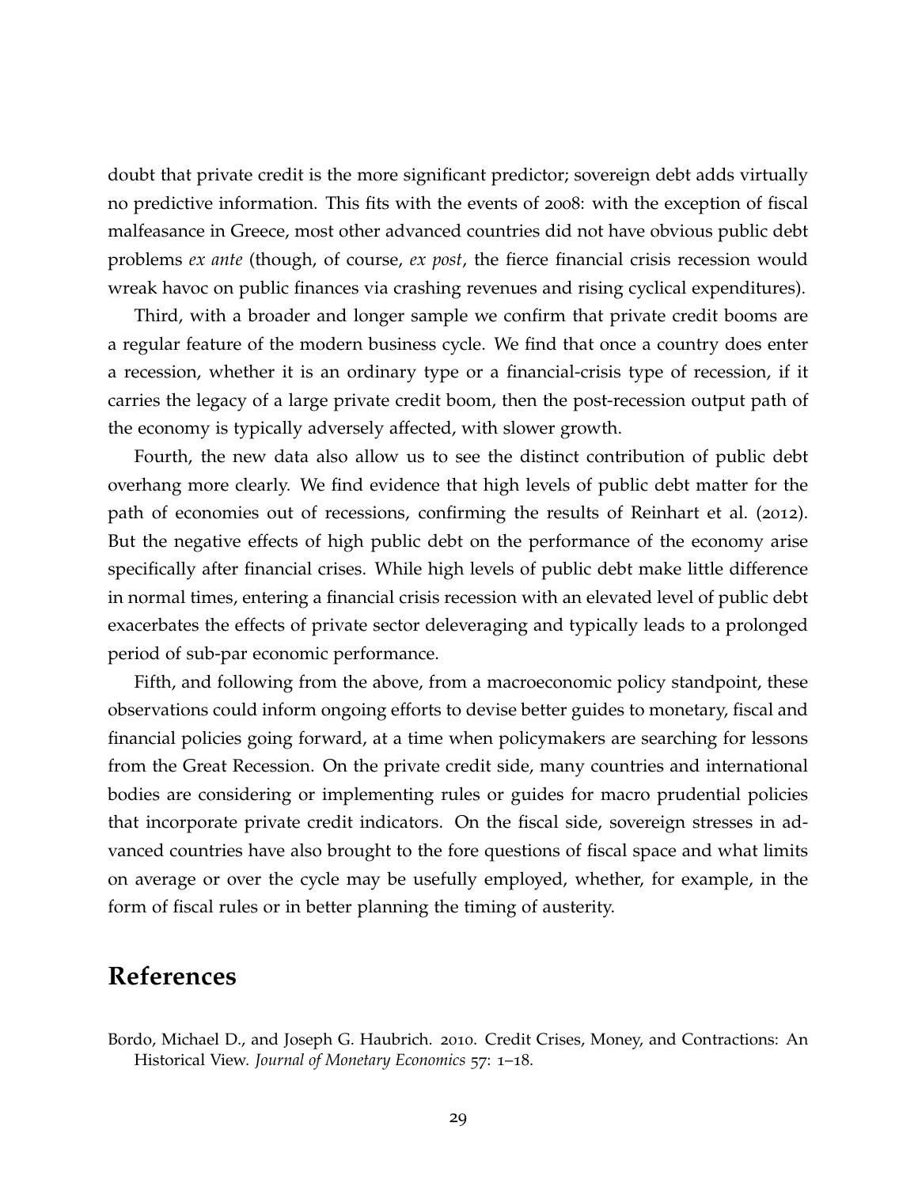doubt that private credit is the more significant predictor; sovereign debt adds virtually no predictive information. This fits with the events of 2008: with the exception of fiscal malfeasance in Greece, most other advanced countries did not have obvious public debt problems *ex ante* (though, of course, *ex post*, the fierce financial crisis recession would wreak havoc on public finances via crashing revenues and rising cyclical expenditures).

Third, with a broader and longer sample we confirm that private credit booms are a regular feature of the modern business cycle. We find that once a country does enter a recession, whether it is an ordinary type or a financial-crisis type of recession, if it carries the legacy of a large private credit boom, then the post-recession output path of the economy is typically adversely affected, with slower growth.

Fourth, the new data also allow us to see the distinct contribution of public debt overhang more clearly. We find evidence that high levels of public debt matter for the path of economies out of recessions, confirming the results of Reinhart et al. (2012). But the negative effects of high public debt on the performance of the economy arise specifically after financial crises. While high levels of public debt make little difference in normal times, entering a financial crisis recession with an elevated level of public debt exacerbates the effects of private sector deleveraging and typically leads to a prolonged period of sub-par economic performance.

Fifth, and following from the above, from a macroeconomic policy standpoint, these observations could inform ongoing efforts to devise better guides to monetary, fiscal and financial policies going forward, at a time when policymakers are searching for lessons from the Great Recession. On the private credit side, many countries and international bodies are considering or implementing rules or guides for macro prudential policies that incorporate private credit indicators. On the fiscal side, sovereign stresses in advanced countries have also brought to the fore questions of fiscal space and what limits on average or over the cycle may be usefully employed, whether, for example, in the form of fiscal rules or in better planning the timing of austerity.

# References

Bordo, Michael D., and Joseph G. Haubrich. 2010. Credit Crises, Money, and Contractions: An Historical View. *Journal of Monetary Economics* 57: 1–18.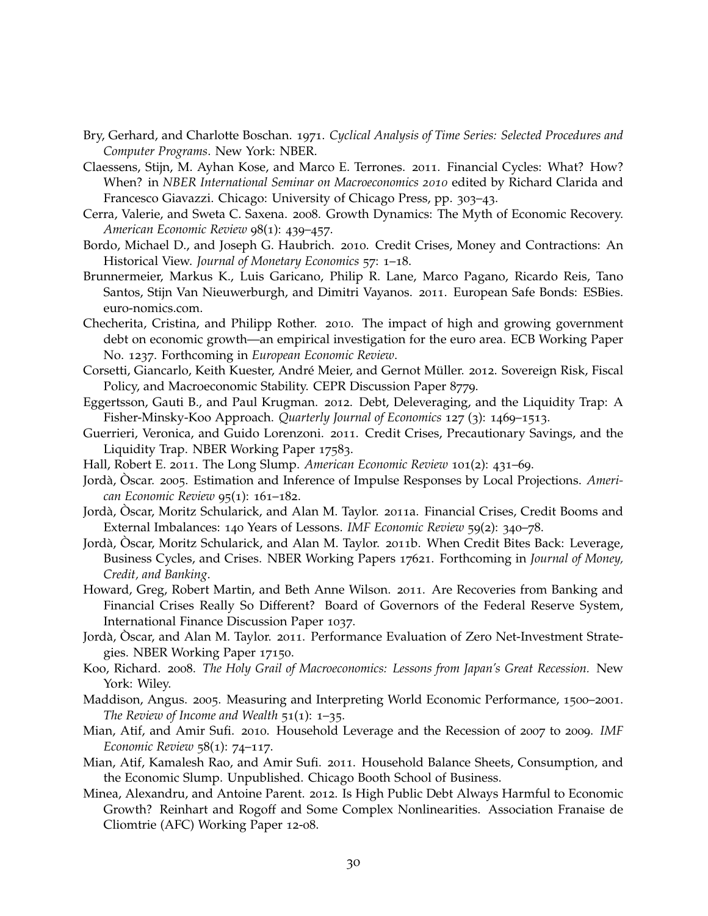Bry, Gerhard, and Charlotte Boschan. 1971. *Cyclical Analysis of Time Series: Selected Procedures and Computer Programs*. New York: NBER.

Claessens, Stijn, M. Ayhan Kose, and Marco E. Terrones. 2011. Financial Cycles: What? How? When? in *NBER International Seminar on Macroeconomics 2010* edited by Richard Clarida and Francesco Giavazzi. Chicago: University of Chicago Press, pp. 303–43.

Cerra, Valerie, and Sweta C. Saxena. 2008. Growth Dynamics: The Myth of Economic Recovery. *American Economic Review* 98(1): 439–457.

Bordo, Michael D., and Joseph G. Haubrich. 2010. Credit Crises, Money and Contractions: An Historical View. *Journal of Monetary Economics* 57: 1–18.

Brunnermeier, Markus K., Luis Garicano, Philip R. Lane, Marco Pagano, Ricardo Reis, Tano Santos, Stijn Van Nieuwerburgh, and Dimitri Vayanos. 2011. European Safe Bonds: ESBies. euro-nomics.com.

Checherita, Cristina, and Philipp Rother. 2010. The impact of high and growing government debt on economic growth—an empirical investigation for the euro area. ECB Working Paper No. 1237. Forthcoming in *European Economic Review*.

Corsetti, Giancarlo, Keith Kuester, André Meier, and Gernot Müller. 2012. Sovereign Risk, Fiscal Policy, and Macroeconomic Stability. CEPR Discussion Paper 8779.

Eggertsson, Gauti B., and Paul Krugman. 2012. Debt, Deleveraging, and the Liquidity Trap: A Fisher-Minsky-Koo Approach. *Quarterly Journal of Economics* 127 (3): 1469–1513.

Guerrieri, Veronica, and Guido Lorenzoni. 2011. Credit Crises, Precautionary Savings, and the Liquidity Trap. NBER Working Paper 17583.

Hall, Robert E. 2011. The Long Slump. *American Economic Review* 101(2): 431–69.

Jordà, Òscar. 2005. Estimation and Inference of Impulse Responses by Local Projections. *American Economic Review* 95(1): 161–182.

Jordà, Òscar, Moritz Schularick, and Alan M. Taylor. 2011a. Financial Crises, Credit Booms and External Imbalances: 140 Years of Lessons. *IMF Economic Review* 59(2): 340–78.

Jordà, Òscar, Moritz Schularick, and Alan M. Taylor. 2011b. When Credit Bites Back: Leverage, Business Cycles, and Crises. NBER Working Papers 17621. Forthcoming in *Journal of Money, Credit, and Banking*.

Howard, Greg, Robert Martin, and Beth Anne Wilson. 2011. Are Recoveries from Banking and Financial Crises Really So Different? Board of Governors of the Federal Reserve System, International Finance Discussion Paper 1037.

Jordà, Òscar, and Alan M. Taylor. 2011. Performance Evaluation of Zero Net-Investment Strategies. NBER Working Paper 17150.

Koo, Richard. 2008. *The Holy Grail of Macroeconomics: Lessons from Japan's Great Recession.* New York: Wiley.

Maddison, Angus. 2005. Measuring and Interpreting World Economic Performance, 1500–2001. *The Review of Income and Wealth* 51(1): 1–35.

Mian, Atif, and Amir Sufi. 2010. Household Leverage and the Recession of 2007 to 2009. *IMF Economic Review* 58(1): 74–117.

Mian, Atif, Kamalesh Rao, and Amir Sufi. 2011. Household Balance Sheets, Consumption, and the Economic Slump. Unpublished. Chicago Booth School of Business.

Minea, Alexandru, and Antoine Parent. 2012. Is High Public Debt Always Harmful to Economic Growth? Reinhart and Rogoff and Some Complex Nonlinearities. Association Franaise de Cliomtrie (AFC) Working Paper 12-08.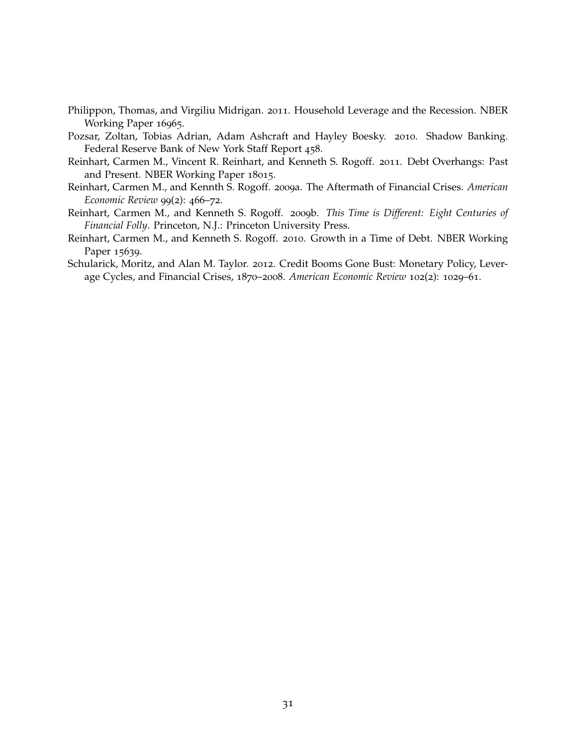Philippon, Thomas, and Virgiliu Midrigan. 2011. Household Leverage and the Recession. NBER Working Paper 16965.

Pozsar, Zoltan, Tobias Adrian, Adam Ashcraft and Hayley Boesky. 2010. Shadow Banking. Federal Reserve Bank of New York Staff Report 458.

Reinhart, Carmen M., Vincent R. Reinhart, and Kenneth S. Rogoff. 2011. Debt Overhangs: Past and Present. NBER Working Paper 18015.

Reinhart, Carmen M., and Kennth S. Rogoff. 2009a. The Aftermath of Financial Crises. *American Economic Review* 99(2): 466–72.

Reinhart, Carmen M., and Kenneth S. Rogoff. 2009b. *This Time is Different: Eight Centuries of Financial Folly*. Princeton, N.J.: Princeton University Press.

Reinhart, Carmen M., and Kenneth S. Rogoff. 2010. Growth in a Time of Debt. NBER Working Paper 15639.

Schularick, Moritz, and Alan M. Taylor. 2012. Credit Booms Gone Bust: Monetary Policy, Leverage Cycles, and Financial Crises, 1870–2008. *American Economic Review* 102(2): 1029–61.